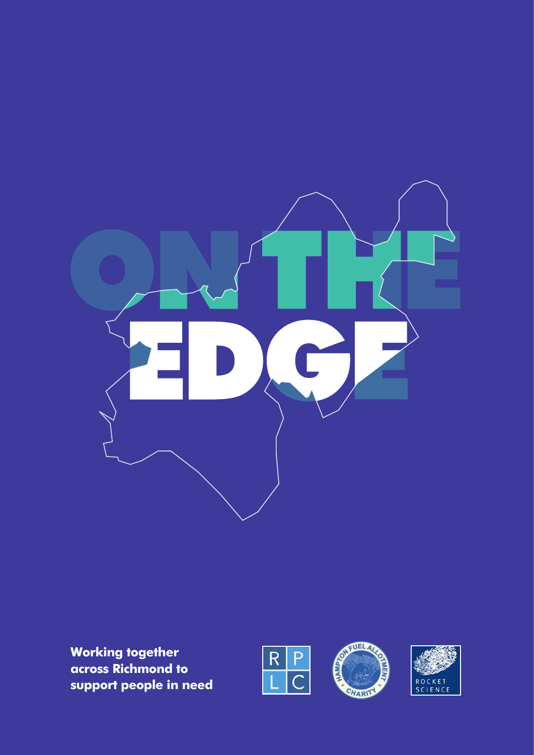# ON THE EDGE

**Working together across Richmond to support people in need**

RPLC

HAMPTON FUEL ALLOTMENT CHARITY

ROCKET SCIENCE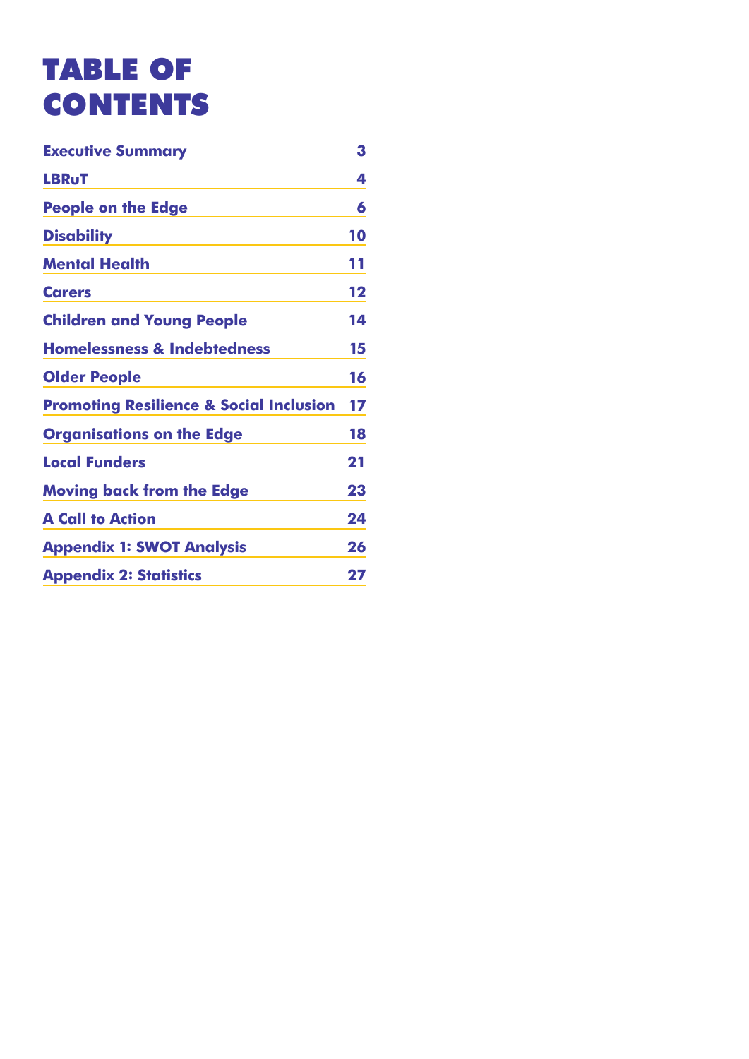# TABLE OF CONTENTS

| | |
|---|---|
| **Executive Summary** | **3** |
| **LBRuT** | **4** |
| **People on the Edge** | **6** |
| **Disability** | **10** |
| **Mental Health** | **11** |
| **Carers** | **12** |
| **Children and Young People** | **14** |
| **Homelessness & Indebtedness** | **15** |
| **Older People** | **16** |
| **Promoting Resilience & Social Inclusion** | **17** |
| **Organisations on the Edge** | **18** |
| **Local Funders** | **21** |
| **Moving back from the Edge** | **23** |
| **A Call to Action** | **24** |
| **Appendix 1: SWOT Analysis** | **26** |
| **Appendix 2: Statistics** | **27** |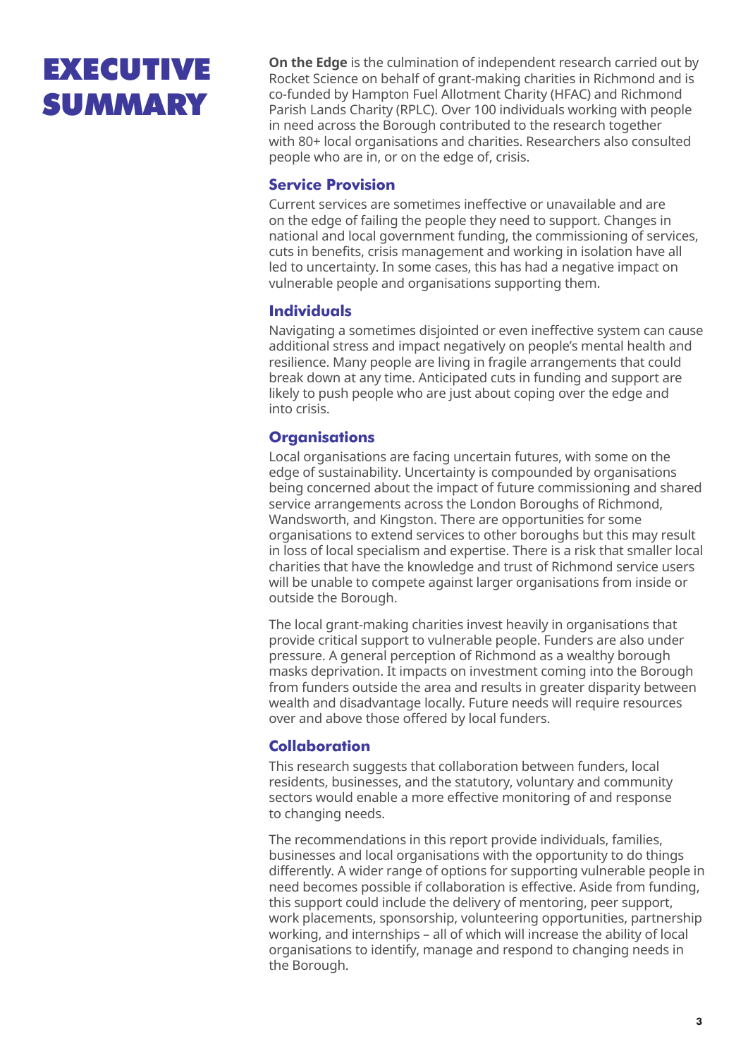# EXECUTIVE SUMMARY

**On the Edge** is the culmination of independent research carried out by Rocket Science on behalf of grant-making charities in Richmond and is co-funded by Hampton Fuel Allotment Charity (HFAC) and Richmond Parish Lands Charity (RPLC). Over 100 individuals working with people in need across the Borough contributed to the research together with 80+ local organisations and charities. Researchers also consulted people who are in, or on the edge of, crisis.

## Service Provision

Current services are sometimes ineffective or unavailable and are on the edge of failing the people they need to support. Changes in national and local government funding, the commissioning of services, cuts in benefits, crisis management and working in isolation have all led to uncertainty. In some cases, this has had a negative impact on vulnerable people and organisations supporting them.

## Individuals

Navigating a sometimes disjointed or even ineffective system can cause additional stress and impact negatively on people's mental health and resilience. Many people are living in fragile arrangements that could break down at any time. Anticipated cuts in funding and support are likely to push people who are just about coping over the edge and into crisis.

## Organisations

Local organisations are facing uncertain futures, with some on the edge of sustainability. Uncertainty is compounded by organisations being concerned about the impact of future commissioning and shared service arrangements across the London Boroughs of Richmond, Wandsworth, and Kingston. There are opportunities for some organisations to extend services to other boroughs but this may result in loss of local specialism and expertise. There is a risk that smaller local charities that have the knowledge and trust of Richmond service users will be unable to compete against larger organisations from inside or outside the Borough.

The local grant-making charities invest heavily in organisations that provide critical support to vulnerable people. Funders are also under pressure. A general perception of Richmond as a wealthy borough masks deprivation. It impacts on investment coming into the Borough from funders outside the area and results in greater disparity between wealth and disadvantage locally. Future needs will require resources over and above those offered by local funders.

## Collaboration

This research suggests that collaboration between funders, local residents, businesses, and the statutory, voluntary and community sectors would enable a more effective monitoring of and response to changing needs.

The recommendations in this report provide individuals, families, businesses and local organisations with the opportunity to do things differently. A wider range of options for supporting vulnerable people in need becomes possible if collaboration is effective. Aside from funding, this support could include the delivery of mentoring, peer support, work placements, sponsorship, volunteering opportunities, partnership working, and internships – all of which will increase the ability of local organisations to identify, manage and respond to changing needs in the Borough.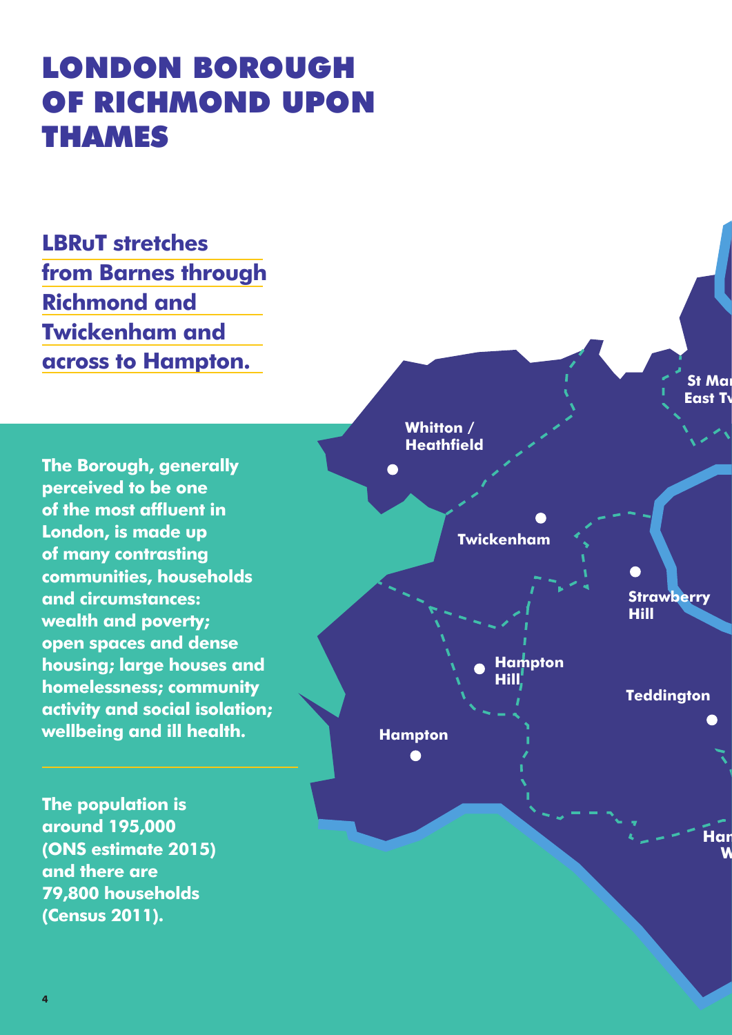# LONDON BOROUGH OF RICHMOND UPON THAMES

**LBRuT stretches from Barnes through Richmond and Twickenham and across to Hampton.**

**The Borough, generally perceived to be one of the most affluent in London, is made up of many contrasting communities, households and circumstances: wealth and poverty; open spaces and dense housing; large houses and homelessness; community activity and social isolation; wellbeing and ill health.**

**The population is around 195,000 (ONS estimate 2015) and there are 79,800 households (Census 2011).**

Whitton / Heathfield

Twickenham

St Mar
East Tw

Strawberry Hill

Hampton Hill

Teddington

Hampton

Har
W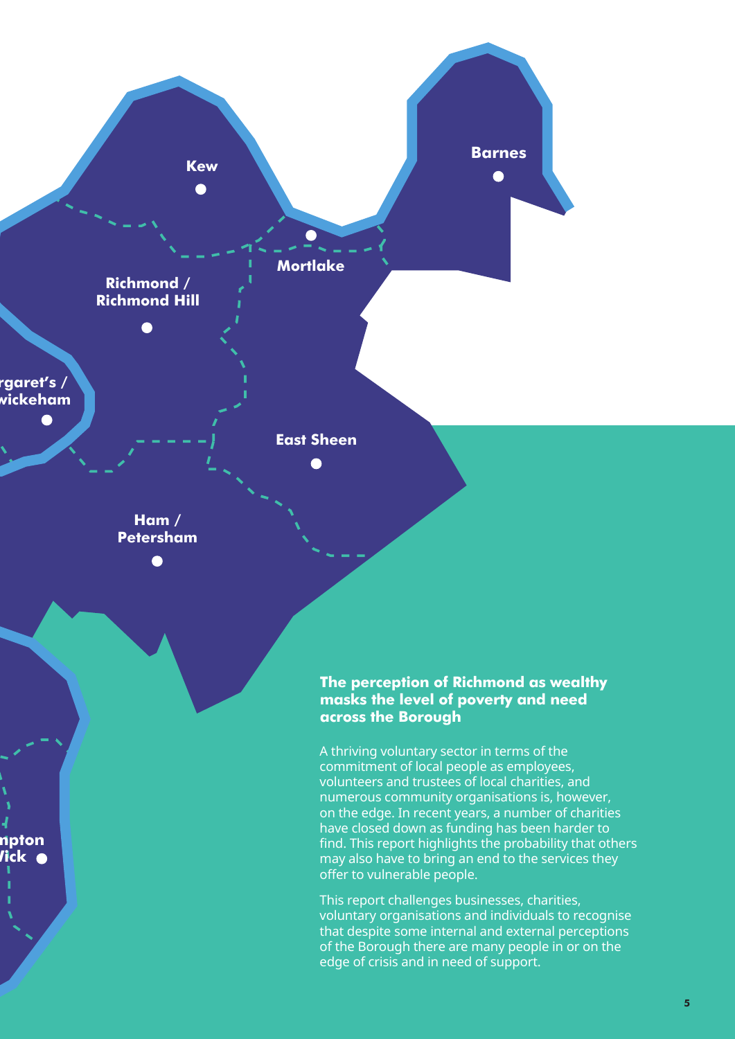Kew

Barnes

Mortlake

Richmond / Richmond Hill

rgaret's / wickeham

East Sheen

Ham / Petersham

mpton Vick

### The perception of Richmond as wealthy masks the level of poverty and need across the Borough

A thriving voluntary sector in terms of the commitment of local people as employees, volunteers and trustees of local charities, and numerous community organisations is, however, on the edge. In recent years, a number of charities have closed down as funding has been harder to find. This report highlights the probability that others may also have to bring an end to the services they offer to vulnerable people.

This report challenges businesses, charities, voluntary organisations and individuals to recognise that despite some internal and external perceptions of the Borough there are many people in or on the edge of crisis and in need of support.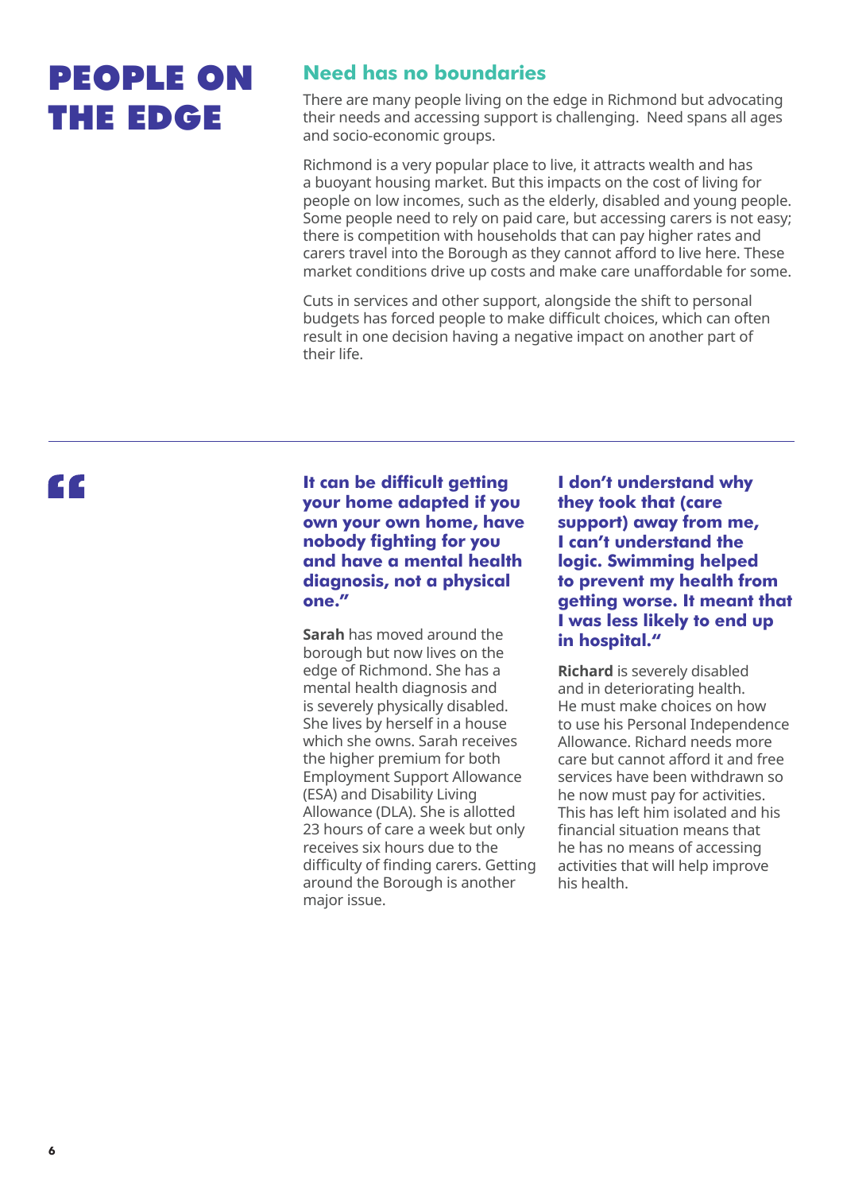# PEOPLE ON THE EDGE

## Need has no boundaries

There are many people living on the edge in Richmond but advocating their needs and accessing support is challenging. Need spans all ages and socio-economic groups.

Richmond is a very popular place to live, it attracts wealth and has a buoyant housing market. But this impacts on the cost of living for people on low incomes, such as the elderly, disabled and young people. Some people need to rely on paid care, but accessing carers is not easy; there is competition with households that can pay higher rates and carers travel into the Borough as they cannot afford to live here. These market conditions drive up costs and make care unaffordable for some.

Cuts in services and other support, alongside the shift to personal budgets has forced people to make difficult choices, which can often result in one decision having a negative impact on another part of their life.

---

**"It can be difficult getting your home adapted if you own your own home, have nobody fighting for you and have a mental health diagnosis, not a physical one."**

**Sarah** has moved around the borough but now lives on the edge of Richmond. She has a mental health diagnosis and is severely physically disabled. She lives by herself in a house which she owns. Sarah receives the higher premium for both Employment Support Allowance (ESA) and Disability Living Allowance (DLA). She is allotted 23 hours of care a week but only receives six hours due to the difficulty of finding carers. Getting around the Borough is another major issue.

**I don't understand why they took that (care support) away from me, I can't understand the logic. Swimming helped to prevent my health from getting worse. It meant that I was less likely to end up in hospital."**

**Richard** is severely disabled and in deteriorating health. He must make choices on how to use his Personal Independence Allowance. Richard needs more care but cannot afford it and free services have been withdrawn so he now must pay for activities. This has left him isolated and his financial situation means that he has no means of accessing activities that will help improve his health.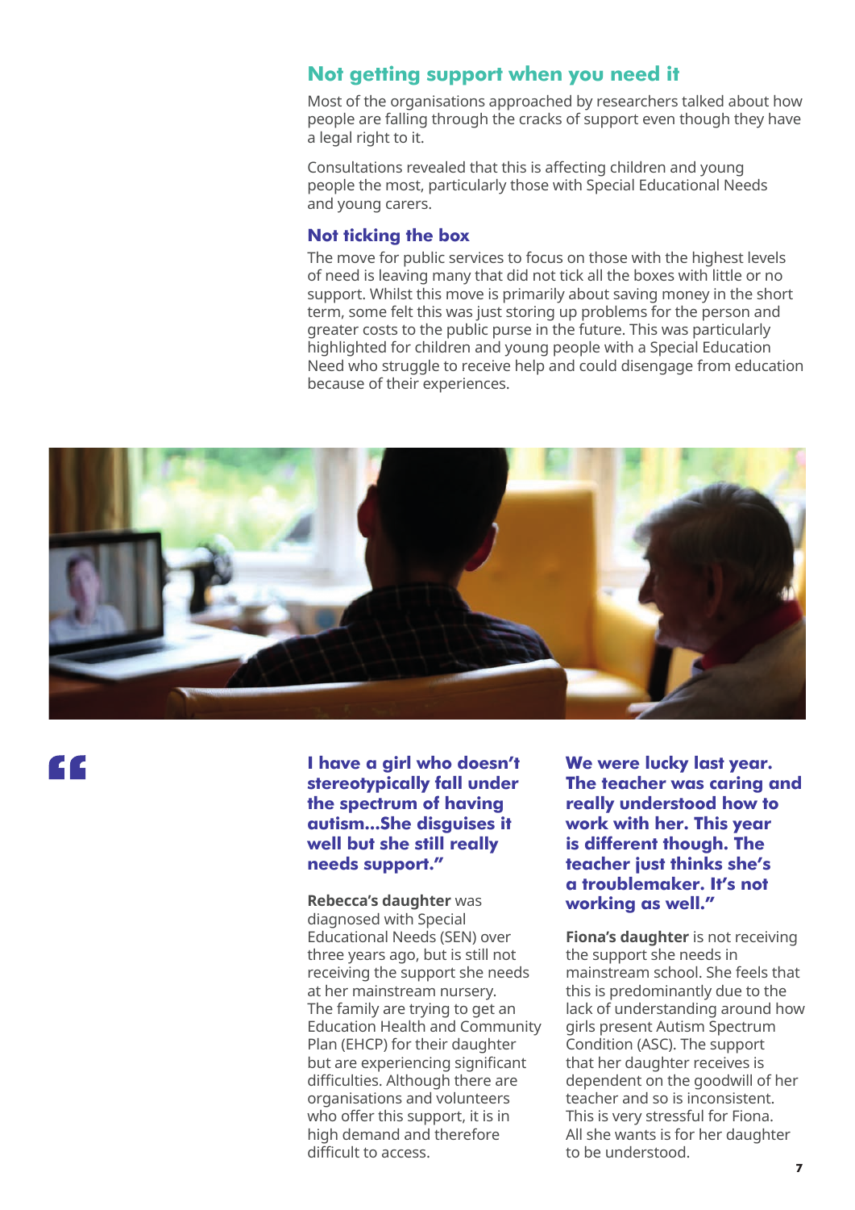## Not getting support when you need it

Most of the organisations approached by researchers talked about how people are falling through the cracks of support even though they have a legal right to it.

Consultations revealed that this is affecting children and young people the most, particularly those with Special Educational Needs and young carers.

### Not ticking the box

The move for public services to focus on those with the highest levels of need is leaving many that did not tick all the boxes with little or no support. Whilst this move is primarily about saving money in the short term, some felt this was just storing up problems for the person and greater costs to the public purse in the future. This was particularly highlighted for children and young people with a Special Education Need who struggle to receive help and could disengage from education because of their experiences.

**"I have a girl who doesn't stereotypically fall under the spectrum of having autism...She disguises it well but she still really needs support."**

**Rebecca's daughter** was diagnosed with Special Educational Needs (SEN) over three years ago, but is still not receiving the support she needs at her mainstream nursery. The family are trying to get an Education Health and Community Plan (EHCP) for their daughter but are experiencing significant difficulties. Although there are organisations and volunteers who offer this support, it is in high demand and therefore difficult to access.

**We were lucky last year. The teacher was caring and really understood how to work with her. This year is different though. The teacher just thinks she's a troublemaker. It's not working as well."**

**Fiona's daughter** is not receiving the support she needs in mainstream school. She feels that this is predominantly due to the lack of understanding around how girls present Autism Spectrum Condition (ASC). The support that her daughter receives is dependent on the goodwill of her teacher and so is inconsistent. This is very stressful for Fiona. All she wants is for her daughter to be understood.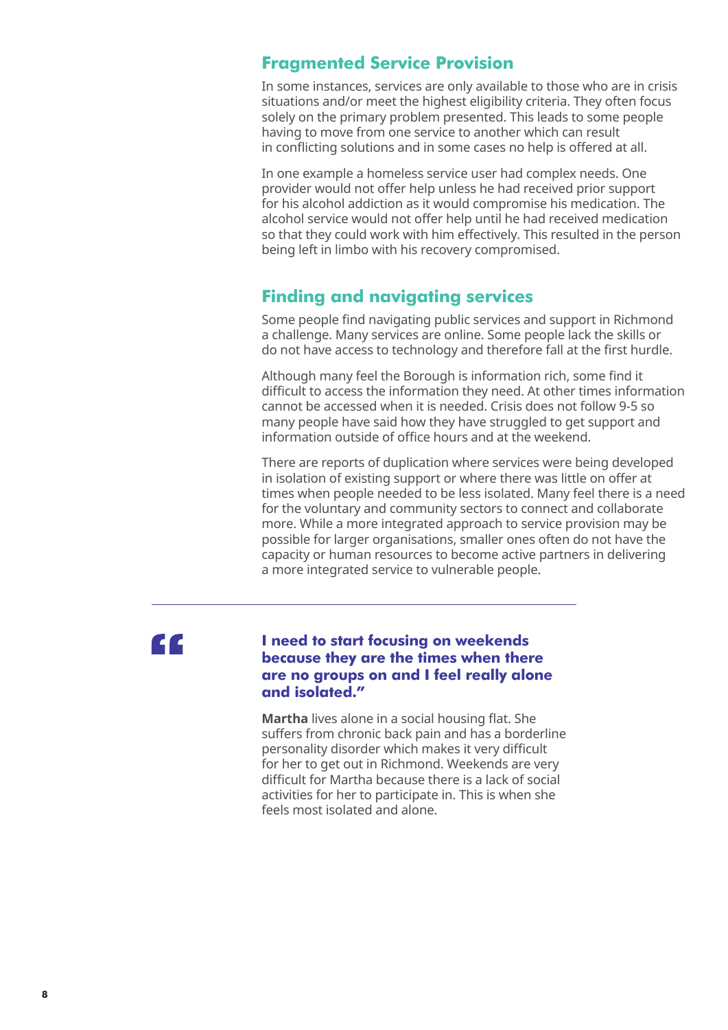## Fragmented Service Provision

In some instances, services are only available to those who are in crisis situations and/or meet the highest eligibility criteria. They often focus solely on the primary problem presented. This leads to some people having to move from one service to another which can result in conflicting solutions and in some cases no help is offered at all.

In one example a homeless service user had complex needs. One provider would not offer help unless he had received prior support for his alcohol addiction as it would compromise his medication. The alcohol service would not offer help until he had received medication so that they could work with him effectively. This resulted in the person being left in limbo with his recovery compromised.

## Finding and navigating services

Some people find navigating public services and support in Richmond a challenge. Many services are online. Some people lack the skills or do not have access to technology and therefore fall at the first hurdle.

Although many feel the Borough is information rich, some find it difficult to access the information they need. At other times information cannot be accessed when it is needed. Crisis does not follow 9-5 so many people have said how they have struggled to get support and information outside of office hours and at the weekend.

There are reports of duplication where services were being developed in isolation of existing support or where there was little on offer at times when people needed to be less isolated. Many feel there is a need for the voluntary and community sectors to connect and collaborate more. While a more integrated approach to service provision may be possible for larger organisations, smaller ones often do not have the capacity or human resources to become active partners in delivering a more integrated service to vulnerable people.

---

> **“I need to start focusing on weekends because they are the times when there are no groups on and I feel really alone and isolated.”**

**Martha** lives alone in a social housing flat. She suffers from chronic back pain and has a borderline personality disorder which makes it very difficult for her to get out in Richmond. Weekends are very difficult for Martha because there is a lack of social activities for her to participate in. This is when she feels most isolated and alone.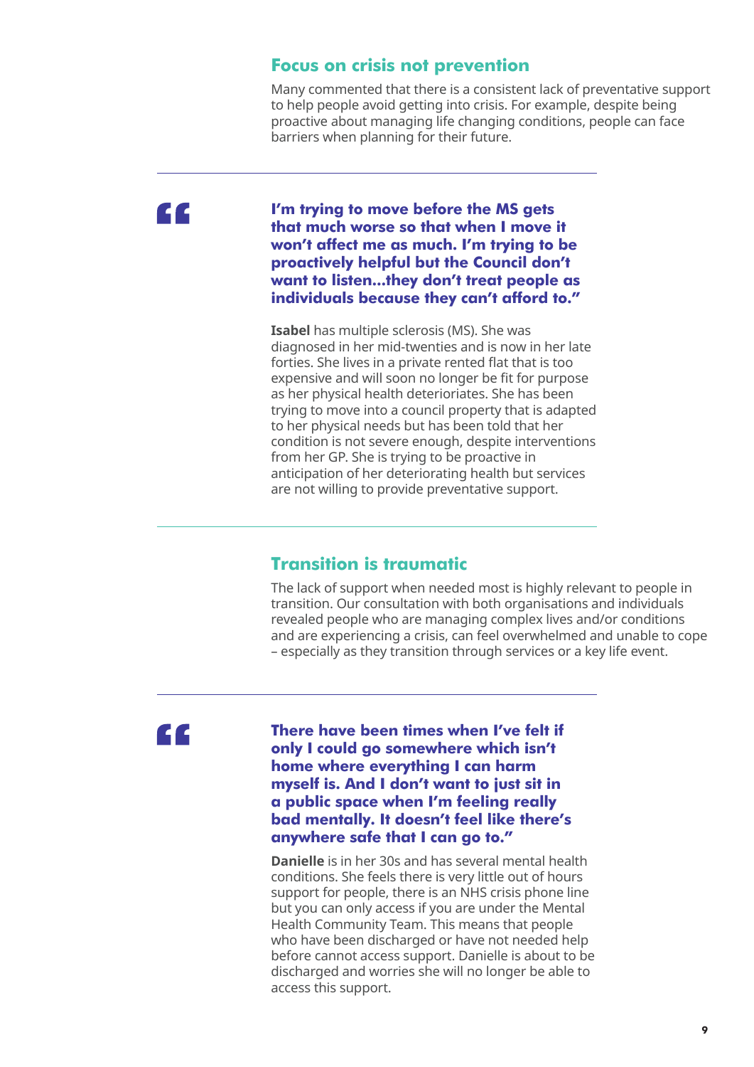## Focus on crisis not prevention

Many commented that there is a consistent lack of preventative support to help people avoid getting into crisis. For example, despite being proactive about managing life changing conditions, people can face barriers when planning for their future.

---

> **"I'm trying to move before the MS gets that much worse so that when I move it won't affect me as much. I'm trying to be proactively helpful but the Council don't want to listen…they don't treat people as individuals because they can't afford to."**

**Isabel** has multiple sclerosis (MS). She was diagnosed in her mid-twenties and is now in her late forties. She lives in a private rented flat that is too expensive and will soon no longer be fit for purpose as her physical health deteriorates. She has been trying to move into a council property that is adapted to her physical needs but has been told that her condition is not severe enough, despite interventions from her GP. She is trying to be proactive in anticipation of her deteriorating health but services are not willing to provide preventative support.

---

## Transition is traumatic

The lack of support when needed most is highly relevant to people in transition. Our consultation with both organisations and individuals revealed people who are managing complex lives and/or conditions and are experiencing a crisis, can feel overwhelmed and unable to cope – especially as they transition through services or a key life event.

---

> **"There have been times when I've felt if only I could go somewhere which isn't home where everything I can harm myself is. And I don't want to just sit in a public space when I'm feeling really bad mentally. It doesn't feel like there's anywhere safe that I can go to."**

**Danielle** is in her 30s and has several mental health conditions. She feels there is very little out of hours support for people, there is an NHS crisis phone line but you can only access if you are under the Mental Health Community Team. This means that people who have been discharged or have not needed help before cannot access support. Danielle is about to be discharged and worries she will no longer be able to access this support.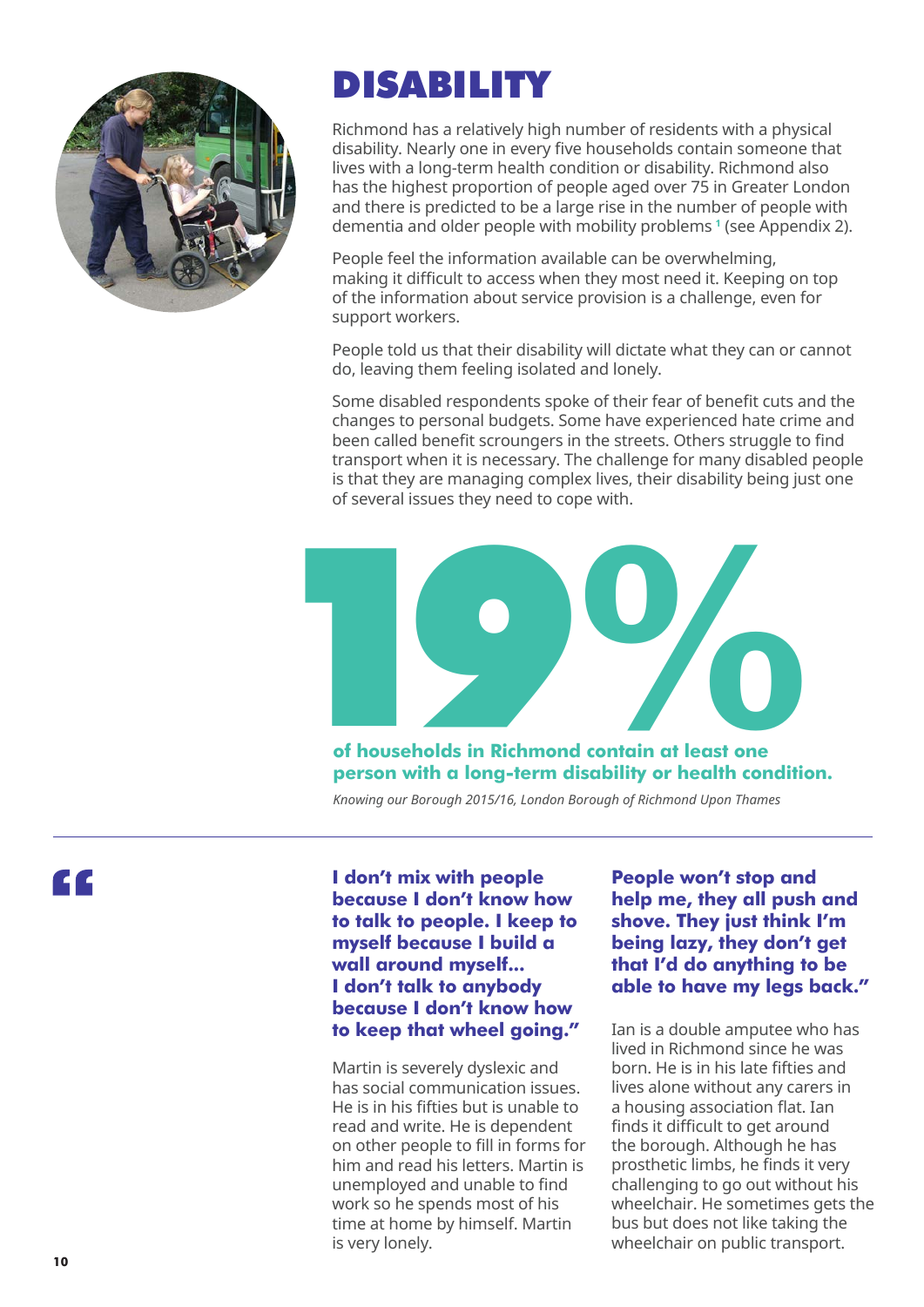# DISABILITY

Richmond has a relatively high number of residents with a physical disability. Nearly one in every five households contain someone that lives with a long-term health condition or disability. Richmond also has the highest proportion of people aged over 75 in Greater London and there is predicted to be a large rise in the number of people with dementia and older people with mobility problems [1] (see Appendix 2).

People feel the information available can be overwhelming, making it difficult to access when they most need it. Keeping on top of the information about service provision is a challenge, even for support workers.

People told us that their disability will dictate what they can or cannot do, leaving them feeling isolated and lonely.

Some disabled respondents spoke of their fear of benefit cuts and the changes to personal budgets. Some have experienced hate crime and been called benefit scroungers in the streets. Others struggle to find transport when it is necessary. The challenge for many disabled people is that they are managing complex lives, their disability being just one of several issues they need to cope with.

**19%**

**of households in Richmond contain at least one person with a long-term disability or health condition.**

*Knowing our Borough 2015/16, London Borough of Richmond Upon Thames*

---

**"I don't mix with people because I don't know how to talk to people. I keep to myself because I build a wall around myself... I don't talk to anybody because I don't know how to keep that wheel going."**

Martin is severely dyslexic and has social communication issues. He is in his fifties but is unable to read and write. He is dependent on other people to fill in forms for him and read his letters. Martin is unemployed and unable to find work so he spends most of his time at home by himself. Martin is very lonely.

**People won't stop and help me, they all push and shove. They just think I'm being lazy, they don't get that I'd do anything to be able to have my legs back."**

Ian is a double amputee who has lived in Richmond since he was born. He is in his late fifties and lives alone without any carers in a housing association flat. Ian finds it difficult to get around the borough. Although he has prosthetic limbs, he finds it very challenging to go out without his wheelchair. He sometimes gets the bus but does not like taking the wheelchair on public transport.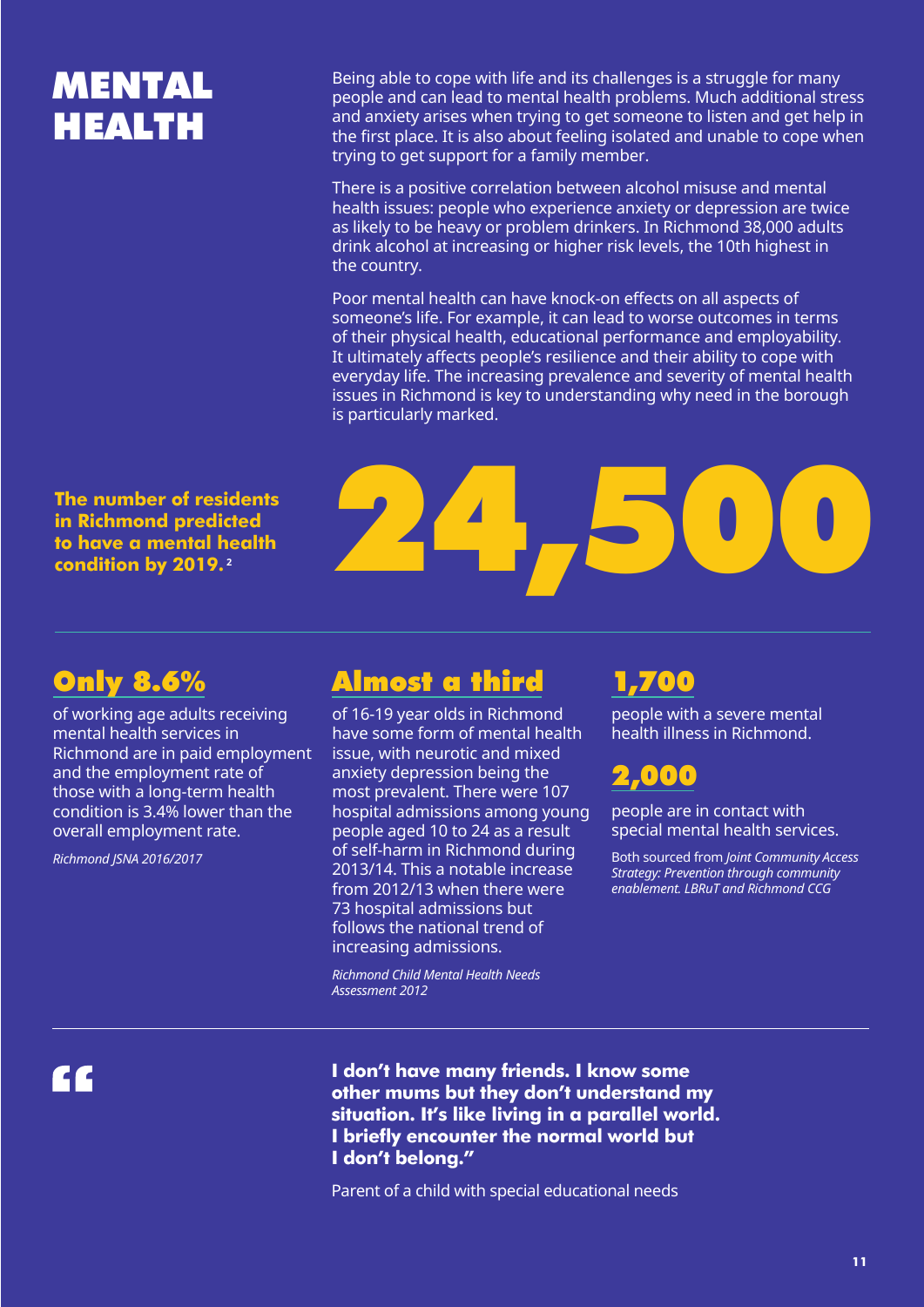# MENTAL HEALTH

Being able to cope with life and its challenges is a struggle for many people and can lead to mental health problems. Much additional stress and anxiety arises when trying to get someone to listen and get help in the first place. It is also about feeling isolated and unable to cope when trying to get support for a family member.

There is a positive correlation between alcohol misuse and mental health issues: people who experience anxiety or depression are twice as likely to be heavy or problem drinkers. In Richmond 38,000 adults drink alcohol at increasing or higher risk levels, the 10th highest in the country.

Poor mental health can have knock-on effects on all aspects of someone's life. For example, it can lead to worse outcomes in terms of their physical health, educational performance and employability. It ultimately affects people's resilience and their ability to cope with everyday life. The increasing prevalence and severity of mental health issues in Richmond is key to understanding why need in the borough is particularly marked.

**The number of residents in Richmond predicted to have a mental health condition by 2019.[2]**

**24,500**

## Only 8.6%

of working age adults receiving mental health services in Richmond are in paid employment and the employment rate of those with a long-term health condition is 3.4% lower than the overall employment rate.

*Richmond JSNA 2016/2017*

## Almost a third

of 16-19 year olds in Richmond have some form of mental health issue, with neurotic and mixed anxiety depression being the most prevalent. There were 107 hospital admissions among young people aged 10 to 24 as a result of self-harm in Richmond during 2013/14. This a notable increase from 2012/13 when there were 73 hospital admissions but follows the national trend of increasing admissions.

*Richmond Child Mental Health Needs Assessment 2012*

## 1,700

people with a severe mental health illness in Richmond.

## 2,000

people are in contact with special mental health services.

Both sourced from *Joint Community Access Strategy: Prevention through community enablement. LBRuT and Richmond CCG*

> **"I don't have many friends. I know some other mums but they don't understand my situation. It's like living in a parallel world. I briefly encounter the normal world but I don't belong."**
>
> Parent of a child with special educational needs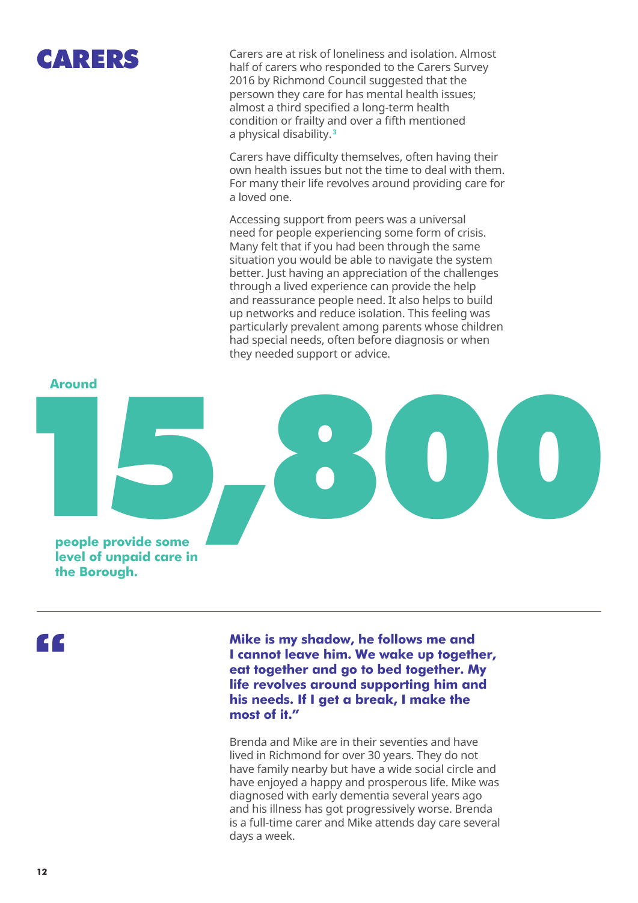# CARERS

Carers are at risk of loneliness and isolation. Almost half of carers who responded to the Carers Survey 2016 by Richmond Council suggested that the personn they care for has mental health issues; almost a third specified a long-term health condition or frailty and over a fifth mentioned a physical disability.[3]

Carers have difficulty themselves, often having their own health issues but not the time to deal with them. For many their life revolves around providing care for a loved one.

Accessing support from peers was a universal need for people experiencing some form of crisis. Many felt that if you had been through the same situation you would be able to navigate the system better. Just having an appreciation of the challenges through a lived experience can provide the help and reassurance people need. It also helps to build up networks and reduce isolation. This feeling was particularly prevalent among parents whose children had special needs, often before diagnosis or when they needed support or advice.

**Around**

**15,800**

**people provide some level of unpaid care in the Borough.**

---

**"Mike is my shadow, he follows me and I cannot leave him. We wake up together, eat together and go to bed together. My life revolves around supporting him and his needs. If I get a break, I make the most of it."**

Brenda and Mike are in their seventies and have lived in Richmond for over 30 years. They do not have family nearby but have a wide social circle and have enjoyed a happy and prosperous life. Mike was diagnosed with early dementia several years ago and his illness has got progressively worse. Brenda is a full-time carer and Mike attends day care several days a week.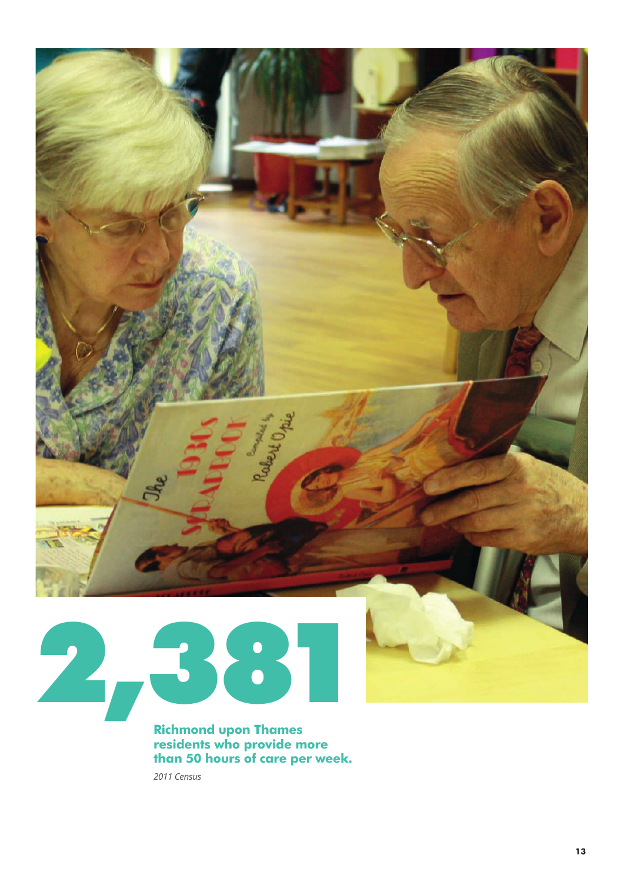# 2,381

**Richmond upon Thames residents who provide more than 50 hours of care per week.**

*2011 Census*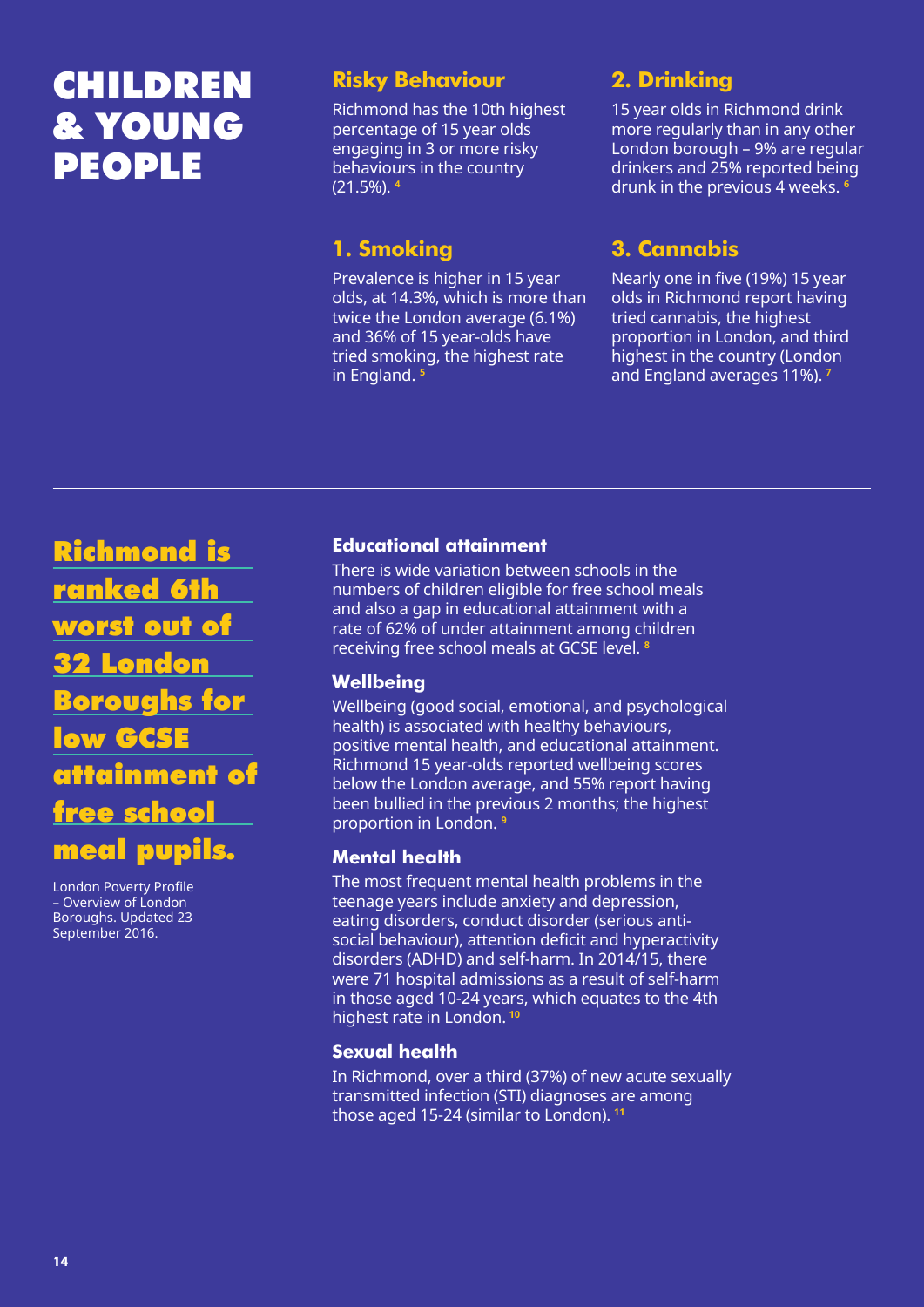# CHILDREN & YOUNG PEOPLE

## Risky Behaviour

Richmond has the 10th highest percentage of 15 year olds engaging in 3 or more risky behaviours in the country (21.5%). [4]

## 1. Smoking

Prevalence is higher in 15 year olds, at 14.3%, which is more than twice the London average (6.1%) and 36% of 15 year-olds have tried smoking, the highest rate in England. [5]

## 2. Drinking

15 year olds in Richmond drink more regularly than in any other London borough – 9% are regular drinkers and 25% reported being drunk in the previous 4 weeks. [6]

## 3. Cannabis

Nearly one in five (19%) 15 year olds in Richmond report having tried cannabis, the highest proportion in London, and third highest in the country (London and England averages 11%). [7]

---

**Richmond is ranked 6th worst out of 32 London Boroughs for low GCSE attainment of free school meal pupils.**

London Poverty Profile – Overview of London Boroughs. Updated 23 September 2016.

### Educational attainment

There is wide variation between schools in the numbers of children eligible for free school meals and also a gap in educational attainment with a rate of 62% of under attainment among children receiving free school meals at GCSE level. [8]

### Wellbeing

Wellbeing (good social, emotional, and psychological health) is associated with healthy behaviours, positive mental health, and educational attainment. Richmond 15 year-olds reported wellbeing scores below the London average, and 55% report having been bullied in the previous 2 months; the highest proportion in London. [9]

### Mental health

The most frequent mental health problems in the teenage years include anxiety and depression, eating disorders, conduct disorder (serious anti-social behaviour), attention deficit and hyperactivity disorders (ADHD) and self-harm. In 2014/15, there were 71 hospital admissions as a result of self-harm in those aged 10-24 years, which equates to the 4th highest rate in London. [10]

### Sexual health

In Richmond, over a third (37%) of new acute sexually transmitted infection (STI) diagnoses are among those aged 15-24 (similar to London). [11]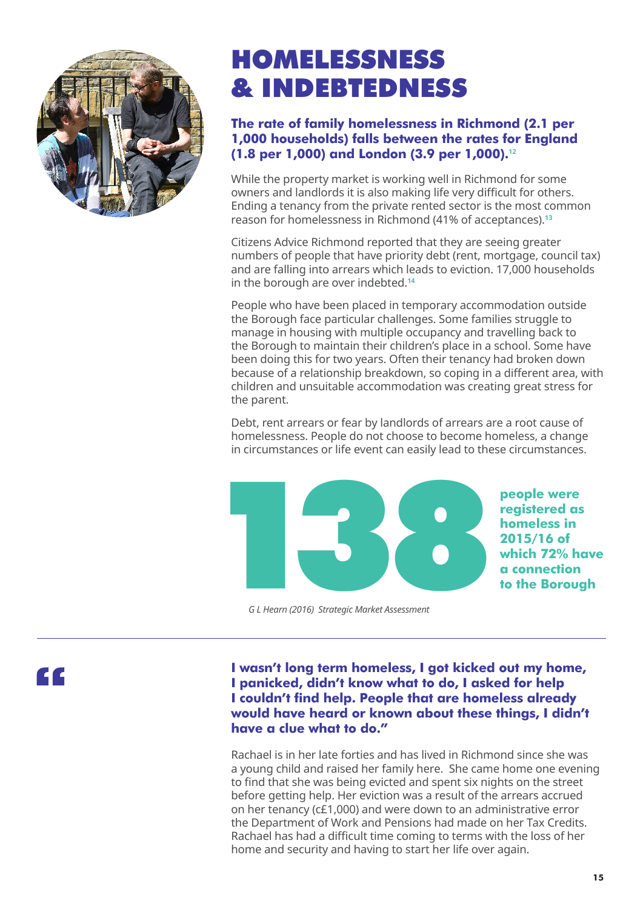# HOMELESSNESS & INDEBTEDNESS

**The rate of family homelessness in Richmond (2.1 per 1,000 households) falls between the rates for England (1.8 per 1,000) and London (3.9 per 1,000).[12]**

While the property market is working well in Richmond for some owners and landlords it is also making life very difficult for others. Ending a tenancy from the private rented sector is the most common reason for homelessness in Richmond (41% of acceptances).[13]

Citizens Advice Richmond reported that they are seeing greater numbers of people that have priority debt (rent, mortgage, council tax) and are falling into arrears which leads to eviction. 17,000 households in the borough are over indebted.[14]

People who have been placed in temporary accommodation outside the Borough face particular challenges. Some families struggle to manage in housing with multiple occupancy and travelling back to the Borough to maintain their children's place in a school. Some have been doing this for two years. Often their tenancy had broken down because of a relationship breakdown, so coping in a different area, with children and unsuitable accommodation was creating great stress for the parent.

Debt, rent arrears or fear by landlords of arrears are a root cause of homelessness. People do not choose to become homeless, a change in circumstances or life event can easily lead to these circumstances.

**138** **people were registered as homeless in 2015/16 of which 72% have a connection to the Borough**

*G L Hearn (2016) Strategic Market Assessment*

---

**"I wasn't long term homeless, I got kicked out my home, I panicked, didn't know what to do, I asked for help I couldn't find help. People that are homeless already would have heard or known about these things, I didn't have a clue what to do."**

Rachael is in her late forties and has lived in Richmond since she was a young child and raised her family here. She came home one evening to find that she was being evicted and spent six nights on the street before getting help. Her eviction was a result of the arrears accrued on her tenancy (c£1,000) and were down to an administrative error the Department of Work and Pensions had made on her Tax Credits. Rachael has had a difficult time coming to terms with the loss of her home and security and having to start her life over again.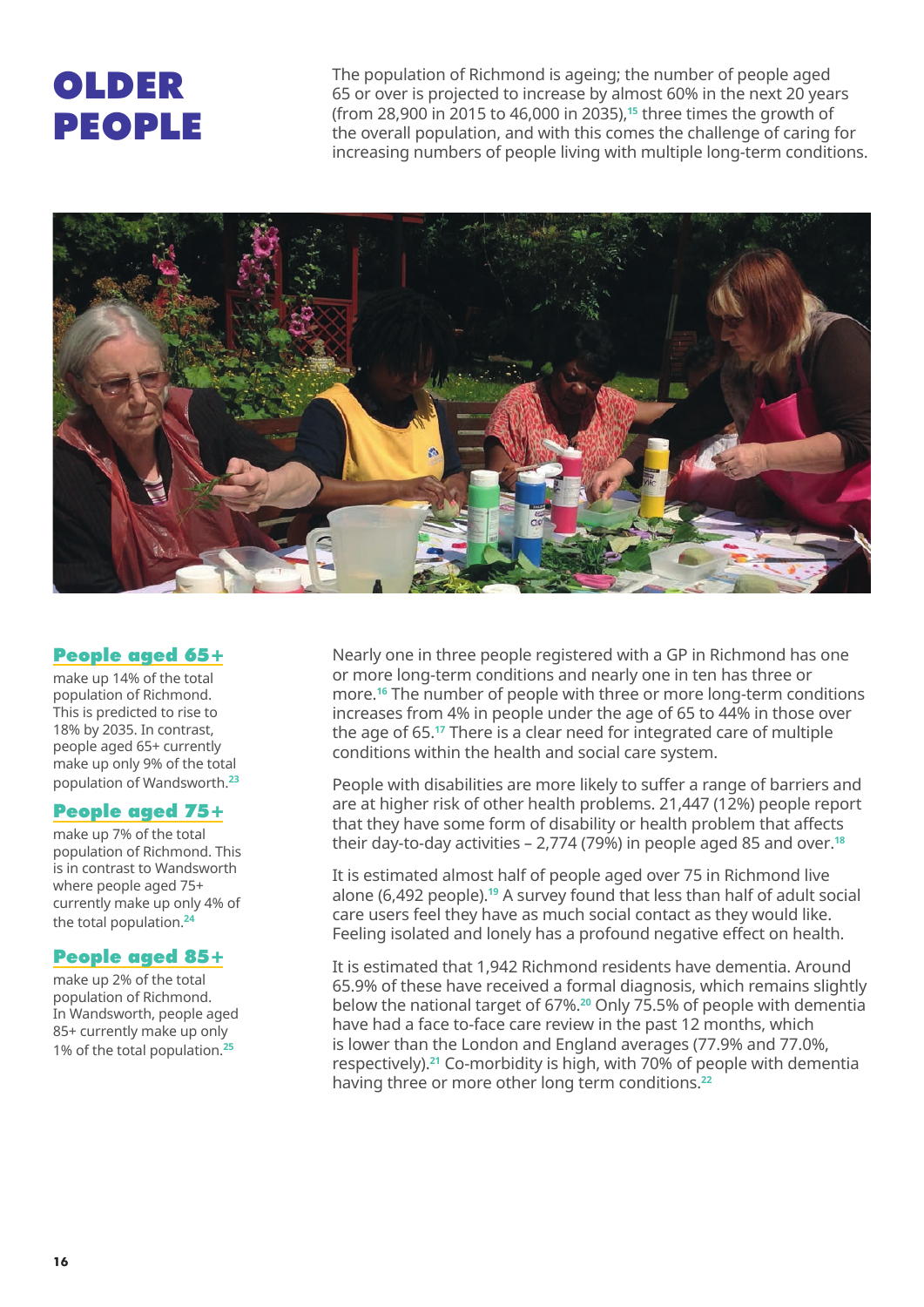# OLDER PEOPLE

The population of Richmond is ageing; the number of people aged 65 or over is projected to increase by almost 60% in the next 20 years (from 28,900 in 2015 to 46,000 in 2035),[15] three times the growth of the overall population, and with this comes the challenge of caring for increasing numbers of people living with multiple long-term conditions.

### People aged 65+

make up 14% of the total population of Richmond. This is predicted to rise to 18% by 2035. In contrast, people aged 65+ currently make up only 9% of the total population of Wandsworth.[23]

### People aged 75+

make up 7% of the total population of Richmond. This is in contrast to Wandsworth where people aged 75+ currently make up only 4% of the total population.[24]

### People aged 85+

make up 2% of the total population of Richmond. In Wandsworth, people aged 85+ currently make up only 1% of the total population.[25]

Nearly one in three people registered with a GP in Richmond has one or more long-term conditions and nearly one in ten has three or more.[16] The number of people with three or more long-term conditions increases from 4% in people under the age of 65 to 44% in those over the age of 65.[17] There is a clear need for integrated care of multiple conditions within the health and social care system.

People with disabilities are more likely to suffer a range of barriers and are at higher risk of other health problems. 21,447 (12%) people report that they have some form of disability or health problem that affects their day-to-day activities – 2,774 (79%) in people aged 85 and over.[18]

It is estimated almost half of people aged over 75 in Richmond live alone (6,492 people).[19] A survey found that less than half of adult social care users feel they have as much social contact as they would like. Feeling isolated and lonely has a profound negative effect on health.

It is estimated that 1,942 Richmond residents have dementia. Around 65.9% of these have received a formal diagnosis, which remains slightly below the national target of 67%.[20] Only 75.5% of people with dementia have had a face to-face care review in the past 12 months, which is lower than the London and England averages (77.9% and 77.0%, respectively).[21] Co-morbidity is high, with 70% of people with dementia having three or more other long term conditions.[22]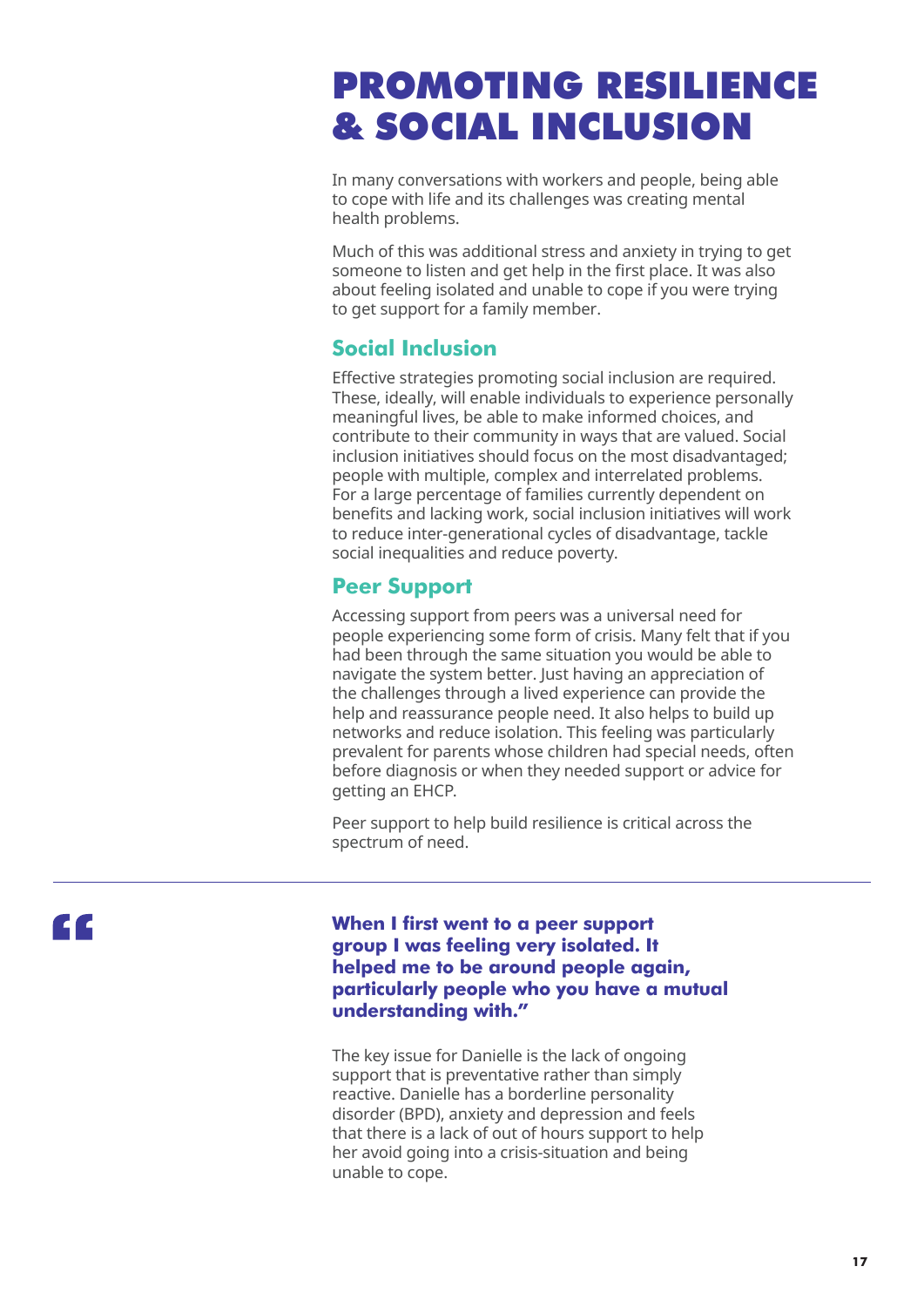# PROMOTING RESILIENCE & SOCIAL INCLUSION

In many conversations with workers and people, being able to cope with life and its challenges was creating mental health problems.

Much of this was additional stress and anxiety in trying to get someone to listen and get help in the first place. It was also about feeling isolated and unable to cope if you were trying to get support for a family member.

## Social Inclusion

Effective strategies promoting social inclusion are required. These, ideally, will enable individuals to experience personally meaningful lives, be able to make informed choices, and contribute to their community in ways that are valued. Social inclusion initiatives should focus on the most disadvantaged; people with multiple, complex and interrelated problems. For a large percentage of families currently dependent on benefits and lacking work, social inclusion initiatives will work to reduce inter-generational cycles of disadvantage, tackle social inequalities and reduce poverty.

## Peer Support

Accessing support from peers was a universal need for people experiencing some form of crisis. Many felt that if you had been through the same situation you would be able to navigate the system better. Just having an appreciation of the challenges through a lived experience can provide the help and reassurance people need. It also helps to build up networks and reduce isolation. This feeling was particularly prevalent for parents whose children had special needs, often before diagnosis or when they needed support or advice for getting an EHCP.

Peer support to help build resilience is critical across the spectrum of need.

---

> **"When I first went to a peer support group I was feeling very isolated. It helped me to be around people again, particularly people who you have a mutual understanding with."**

The key issue for Danielle is the lack of ongoing support that is preventative rather than simply reactive. Danielle has a borderline personality disorder (BPD), anxiety and depression and feels that there is a lack of out of hours support to help her avoid going into a crisis-situation and being unable to cope.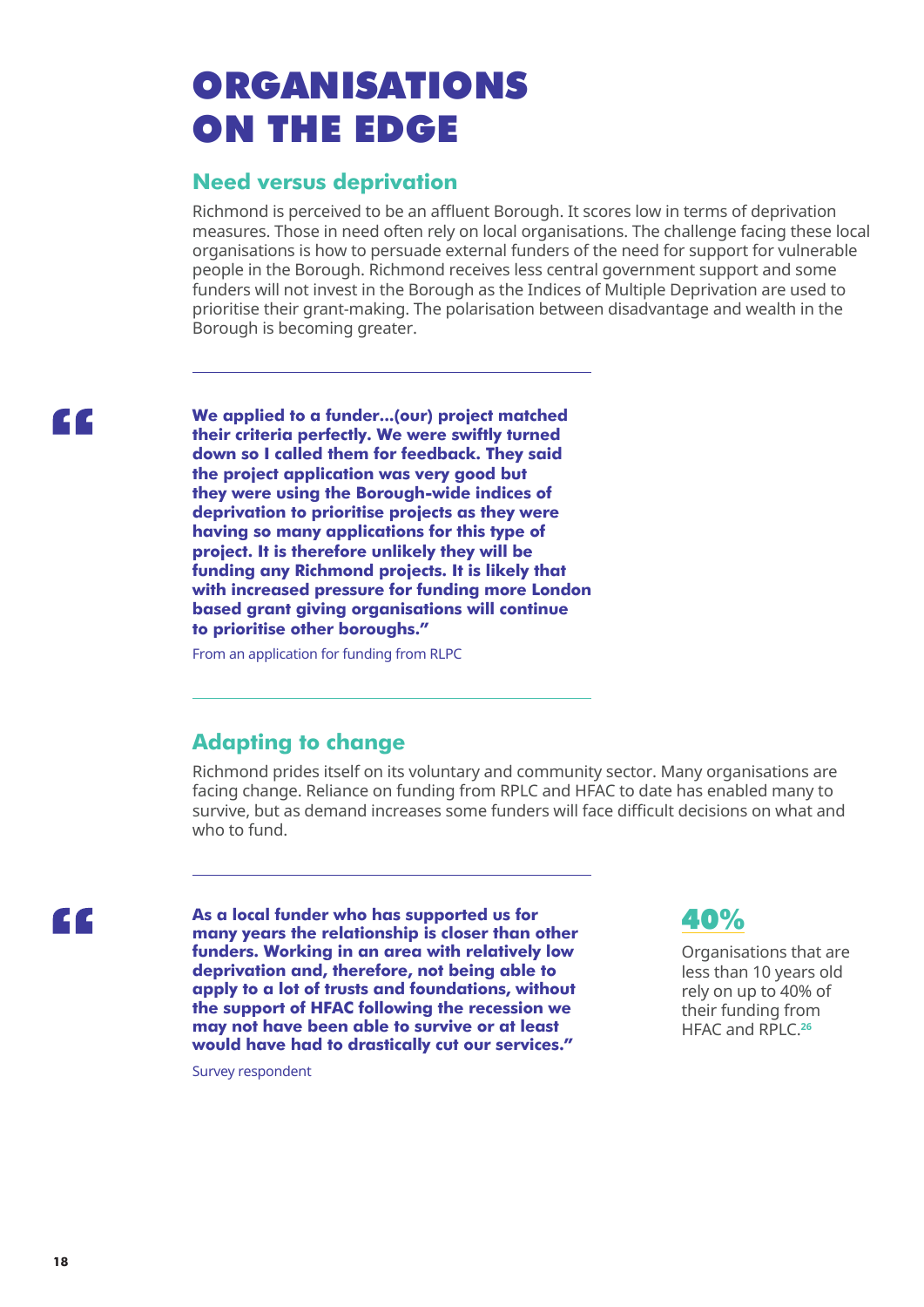# ORGANISATIONS ON THE EDGE

## Need versus deprivation

Richmond is perceived to be an affluent Borough. It scores low in terms of deprivation measures. Those in need often rely on local organisations. The challenge facing these local organisations is how to persuade external funders of the need for support for vulnerable people in the Borough. Richmond receives less central government support and some funders will not invest in the Borough as the Indices of Multiple Deprivation are used to prioritise their grant-making. The polarisation between disadvantage and wealth in the Borough is becoming greater.

> **“We applied to a funder...(our) project matched their criteria perfectly. We were swiftly turned down so I called them for feedback. They said the project application was very good but they were using the Borough-wide indices of deprivation to prioritise projects as they were having so many applications for this type of project. It is therefore unlikely they will be funding any Richmond projects. It is likely that with increased pressure for funding more London based grant giving organisations will continue to prioritise other boroughs.”**
>
> From an application for funding from RLPC

## Adapting to change

Richmond prides itself on its voluntary and community sector. Many organisations are facing change. Reliance on funding from RPLC and HFAC to date has enabled many to survive, but as demand increases some funders will face difficult decisions on what and who to fund.

> **“As a local funder who has supported us for many years the relationship is closer than other funders. Working in an area with relatively low deprivation and, therefore, not being able to apply to a lot of trusts and foundations, without the support of HFAC following the recession we may not have been able to survive or at least would have had to drastically cut our services.”**
>
> Survey respondent

**40%**

Organisations that are less than 10 years old rely on up to 40% of their funding from HFAC and RPLC.[26]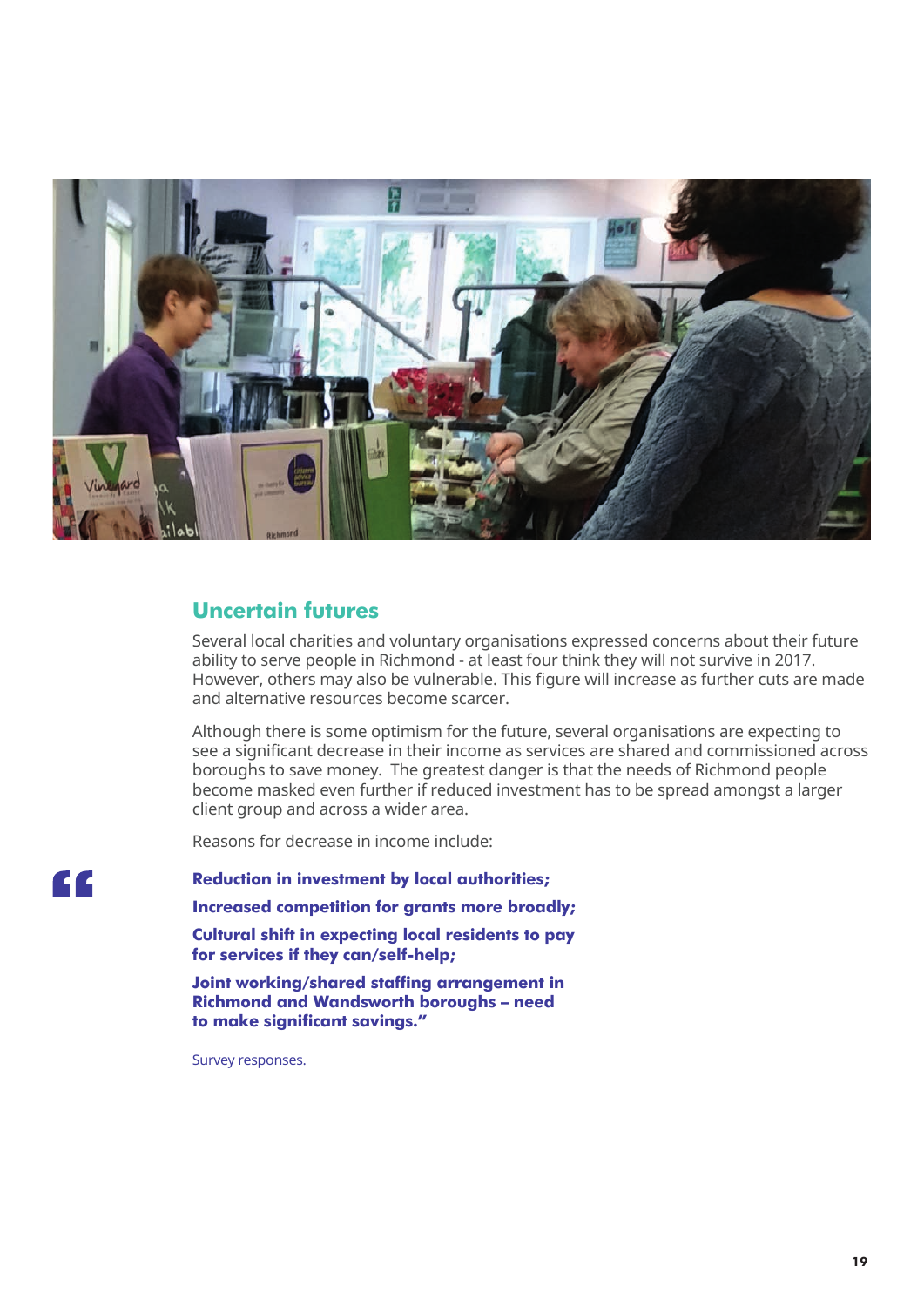## Uncertain futures

Several local charities and voluntary organisations expressed concerns about their future ability to serve people in Richmond - at least four think they will not survive in 2017. However, others may also be vulnerable. This figure will increase as further cuts are made and alternative resources become scarcer.

Although there is some optimism for the future, several organisations are expecting to see a significant decrease in their income as services are shared and commissioned across boroughs to save money. The greatest danger is that the needs of Richmond people become masked even further if reduced investment has to be spread amongst a larger client group and across a wider area.

Reasons for decrease in income include:

> **Reduction in investment by local authorities;**
>
> **Increased competition for grants more broadly;**
>
> **Cultural shift in expecting local residents to pay for services if they can/self-help;**
>
> **Joint working/shared staffing arrangement in Richmond and Wandsworth boroughs – need to make significant savings."**

Survey responses.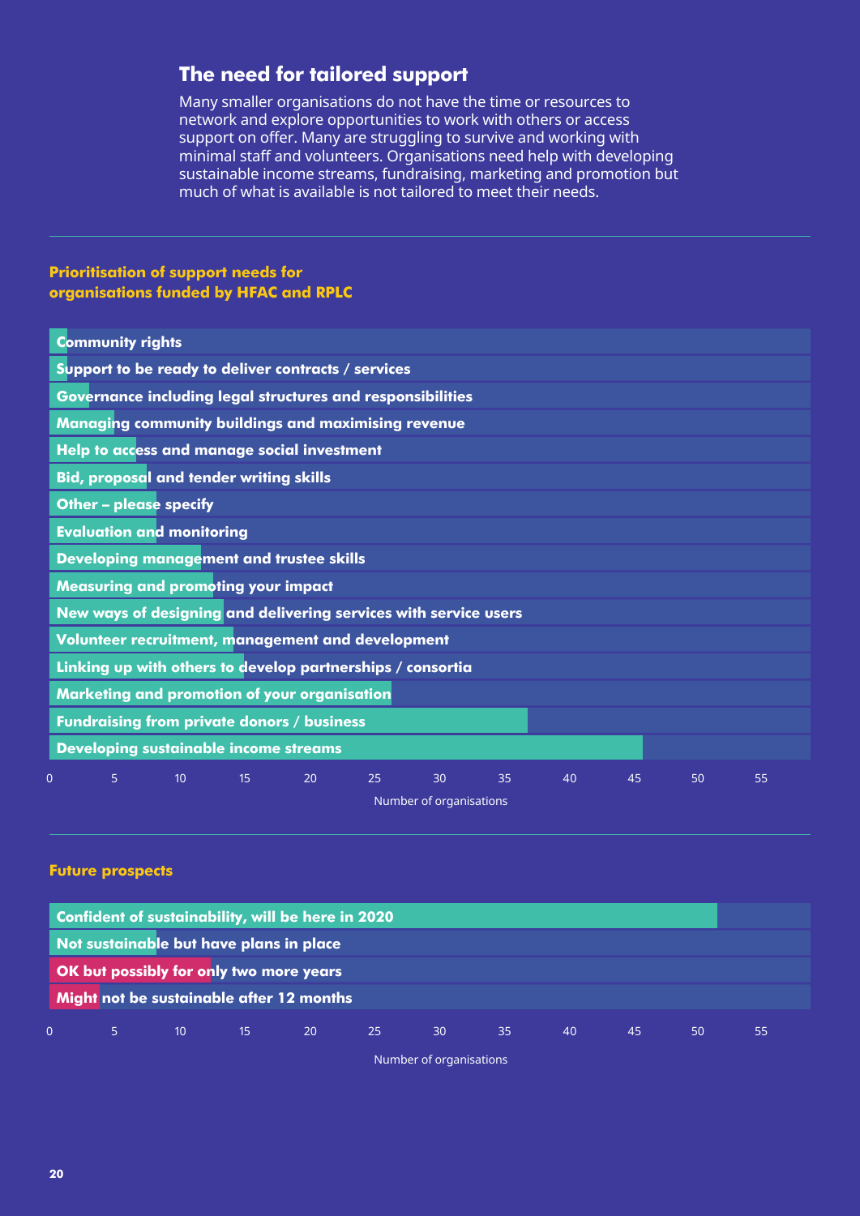## The need for tailored support

Many smaller organisations do not have the time or resources to network and explore opportunities to work with others or access support on offer. Many are struggling to survive and working with minimal staff and volunteers. Organisations need help with developing sustainable income streams, fundraising, marketing and promotion but much of what is available is not tailored to meet their needs.

### Prioritisation of support needs for organisations funded by HFAC and RPLC

Community rights
Support to be ready to deliver contracts / services
Governance including legal structures and responsibilities
Managing community buildings and maximising revenue
Help to access and manage social investment
Bid, proposal and tender writing skills
Other – please specify
Evaluation and monitoring
Developing management and trustee skills
Measuring and promoting your impact
New ways of designing and delivering services with service users
Volunteer recruitment, management and development
Linking up with others to develop partnerships / consortia
Marketing and promotion of your organisation
Fundraising from private donors / business
Developing sustainable income streams

0 5 10 15 20 25 30 35 40 45 50 55
Number of organisations

### Future prospects

Confident of sustainability, will be here in 2020
Not sustainable but have plans in place
OK but possibly for only two more years
Might not be sustainable after 12 months

0 5 10 15 20 25 30 35 40 45 50 55
Number of organisations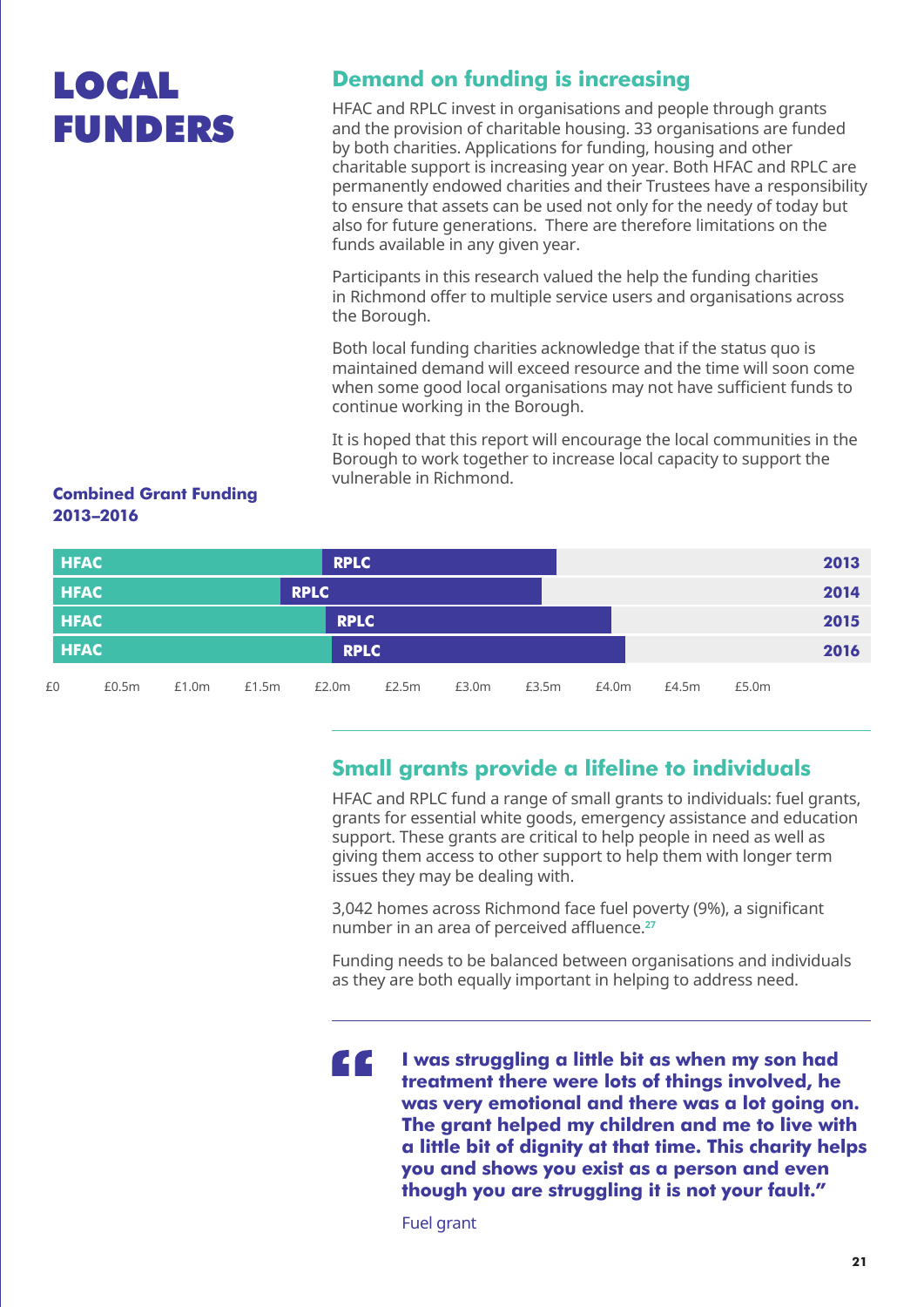# LOCAL FUNDERS

## Demand on funding is increasing

HFAC and RPLC invest in organisations and people through grants and the provision of charitable housing. 33 organisations are funded by both charities. Applications for funding, housing and other charitable support is increasing year on year. Both HFAC and RPLC are permanently endowed charities and their Trustees have a responsibility to ensure that assets can be used not only for the needy of today but also for future generations. There are therefore limitations on the funds available in any given year.

Participants in this research valued the help the funding charities in Richmond offer to multiple service users and organisations across the Borough.

Both local funding charities acknowledge that if the status quo is maintained demand will exceed resource and the time will soon come when some good local organisations may not have sufficient funds to continue working in the Borough.

It is hoped that this report will encourage the local communities in the Borough to work together to increase local capacity to support the vulnerable in Richmond.

**Combined Grant Funding 2013–2016**

HFAC RPLC 2013

HFAC RPLC 2014

HFAC RPLC 2015

HFAC RPLC 2016

£0 £0.5m £1.0m £1.5m £2.0m £2.5m £3.0m £3.5m £4.0m £4.5m £5.0m

## Small grants provide a lifeline to individuals

HFAC and RPLC fund a range of small grants to individuals: fuel grants, grants for essential white goods, emergency assistance and education support. These grants are critical to help people in need as well as giving them access to other support to help them with longer term issues they may be dealing with.

3,042 homes across Richmond face fuel poverty (9%), a significant number in an area of perceived affluence.[27]

Funding needs to be balanced between organisations and individuals as they are both equally important in helping to address need.

> **"I was struggling a little bit as when my son had treatment there were lots of things involved, he was very emotional and there was a lot going on. The grant helped my children and me to live with a little bit of dignity at that time. This charity helps you and shows you exist as a person and even though you are struggling it is not your fault."**
>
> Fuel grant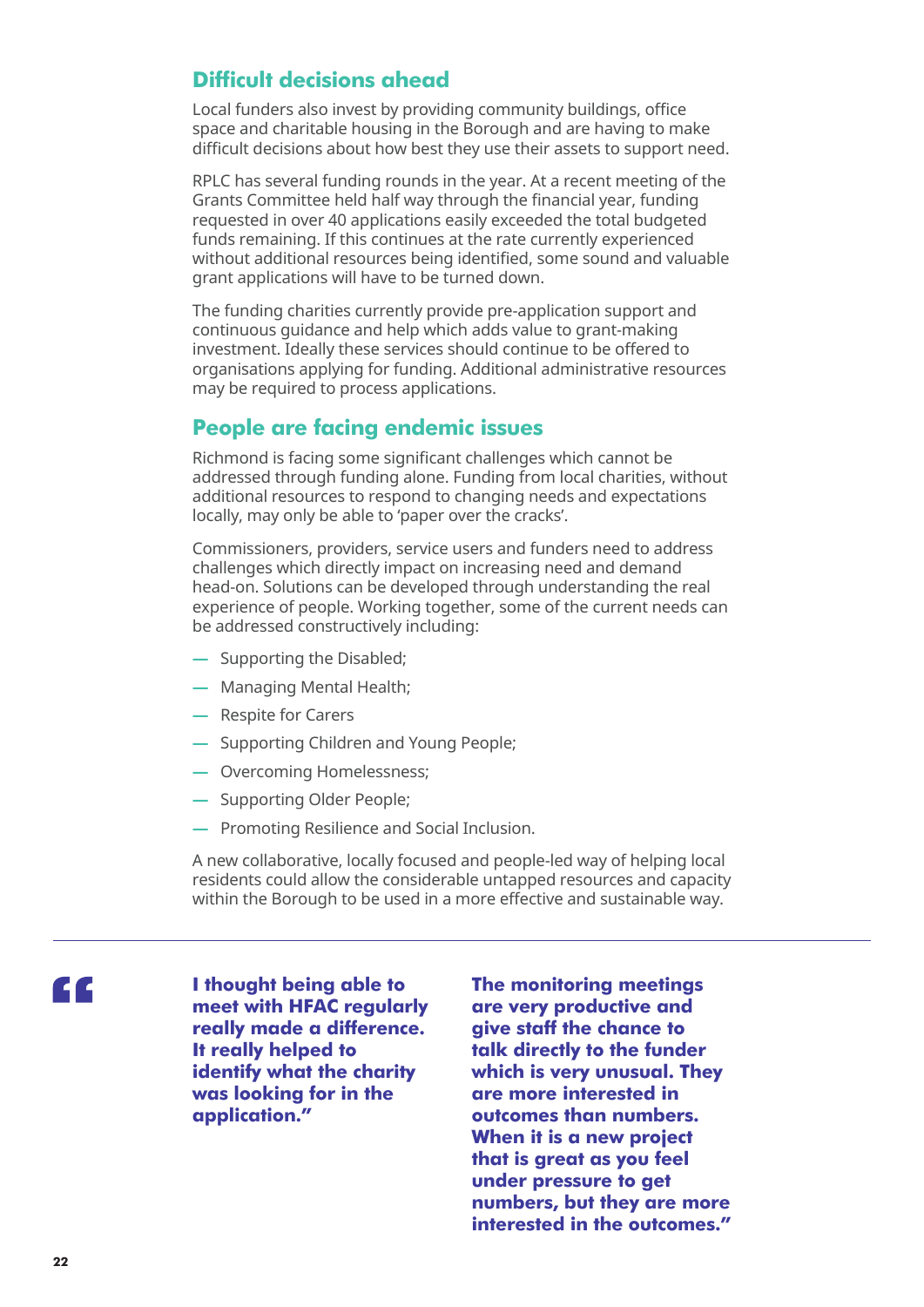## Difficult decisions ahead

Local funders also invest by providing community buildings, office space and charitable housing in the Borough and are having to make difficult decisions about how best they use their assets to support need.

RPLC has several funding rounds in the year. At a recent meeting of the Grants Committee held half way through the financial year, funding requested in over 40 applications easily exceeded the total budgeted funds remaining. If this continues at the rate currently experienced without additional resources being identified, some sound and valuable grant applications will have to be turned down.

The funding charities currently provide pre-application support and continuous guidance and help which adds value to grant-making investment. Ideally these services should continue to be offered to organisations applying for funding. Additional administrative resources may be required to process applications.

## People are facing endemic issues

Richmond is facing some significant challenges which cannot be addressed through funding alone. Funding from local charities, without additional resources to respond to changing needs and expectations locally, may only be able to 'paper over the cracks'.

Commissioners, providers, service users and funders need to address challenges which directly impact on increasing need and demand head-on. Solutions can be developed through understanding the real experience of people. Working together, some of the current needs can be addressed constructively including:

- Supporting the Disabled;
- Managing Mental Health;
- Respite for Carers
- Supporting Children and Young People;
- Overcoming Homelessness;
- Supporting Older People;
- Promoting Resilience and Social Inclusion.

A new collaborative, locally focused and people-led way of helping local residents could allow the considerable untapped resources and capacity within the Borough to be used in a more effective and sustainable way.

---

**"I thought being able to meet with HFAC regularly really made a difference. It really helped to identify what the charity was looking for in the application."**

**The monitoring meetings are very productive and give staff the chance to talk directly to the funder which is very unusual. They are more interested in outcomes than numbers. When it is a new project that is great as you feel under pressure to get numbers, but they are more interested in the outcomes."**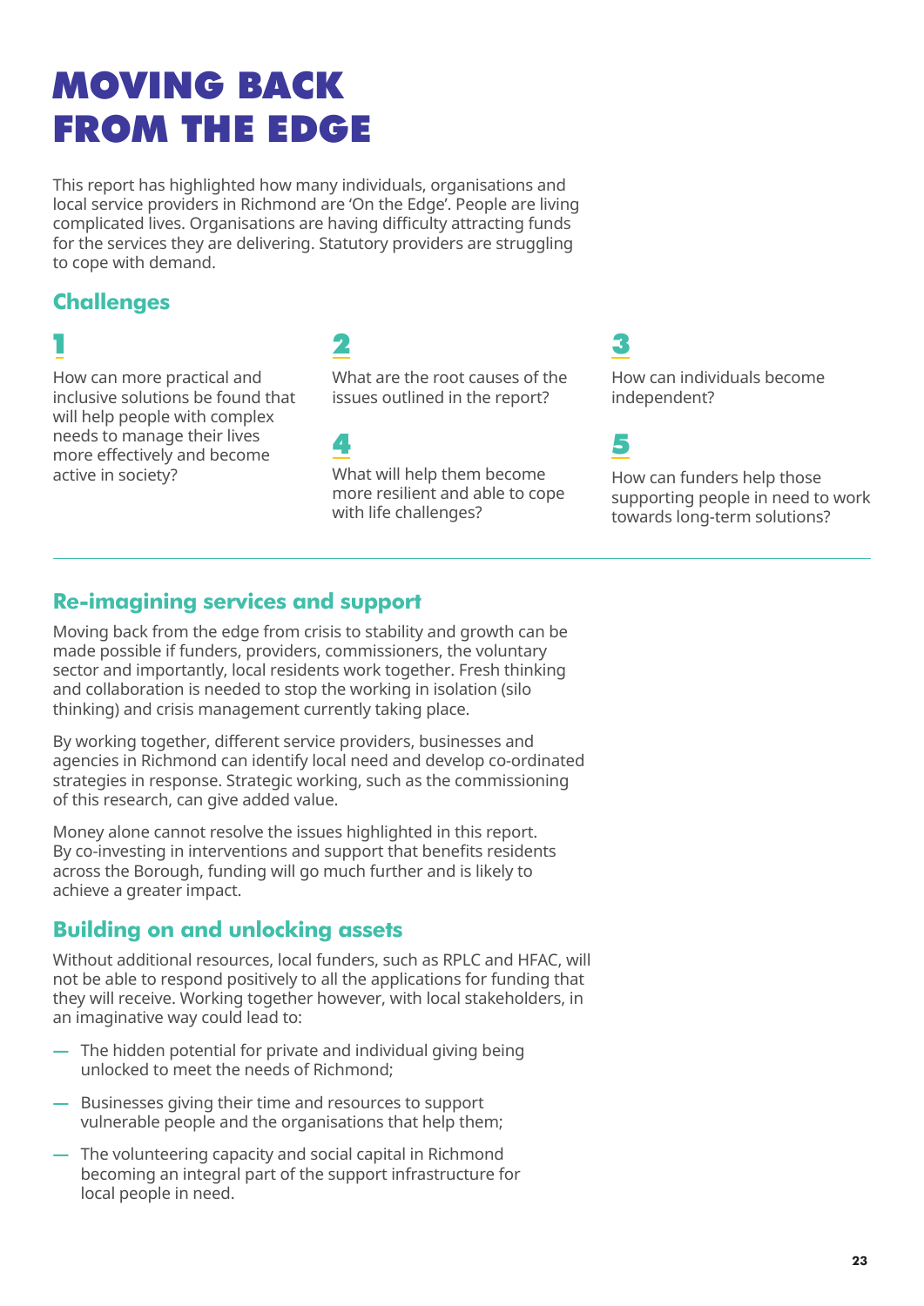# MOVING BACK FROM THE EDGE

This report has highlighted how many individuals, organisations and local service providers in Richmond are 'On the Edge'. People are living complicated lives. Organisations are having difficulty attracting funds for the services they are delivering. Statutory providers are struggling to cope with demand.

## Challenges

**1**

How can more practical and inclusive solutions be found that will help people with complex needs to manage their lives more effectively and become active in society?

**2**

What are the root causes of the issues outlined in the report?

**3**

How can individuals become independent?

**4**

What will help them become more resilient and able to cope with life challenges?

**5**

How can funders help those supporting people in need to work towards long-term solutions?

## Re-imagining services and support

Moving back from the edge from crisis to stability and growth can be made possible if funders, providers, commissioners, the voluntary sector and importantly, local residents work together. Fresh thinking and collaboration is needed to stop the working in isolation (silo thinking) and crisis management currently taking place.

By working together, different service providers, businesses and agencies in Richmond can identify local need and develop co-ordinated strategies in response. Strategic working, such as the commissioning of this research, can give added value.

Money alone cannot resolve the issues highlighted in this report. By co-investing in interventions and support that benefits residents across the Borough, funding will go much further and is likely to achieve a greater impact.

## Building on and unlocking assets

Without additional resources, local funders, such as RPLC and HFAC, will not be able to respond positively to all the applications for funding that they will receive. Working together however, with local stakeholders, in an imaginative way could lead to:

- The hidden potential for private and individual giving being unlocked to meet the needs of Richmond;
- Businesses giving their time and resources to support vulnerable people and the organisations that help them;
- The volunteering capacity and social capital in Richmond becoming an integral part of the support infrastructure for local people in need.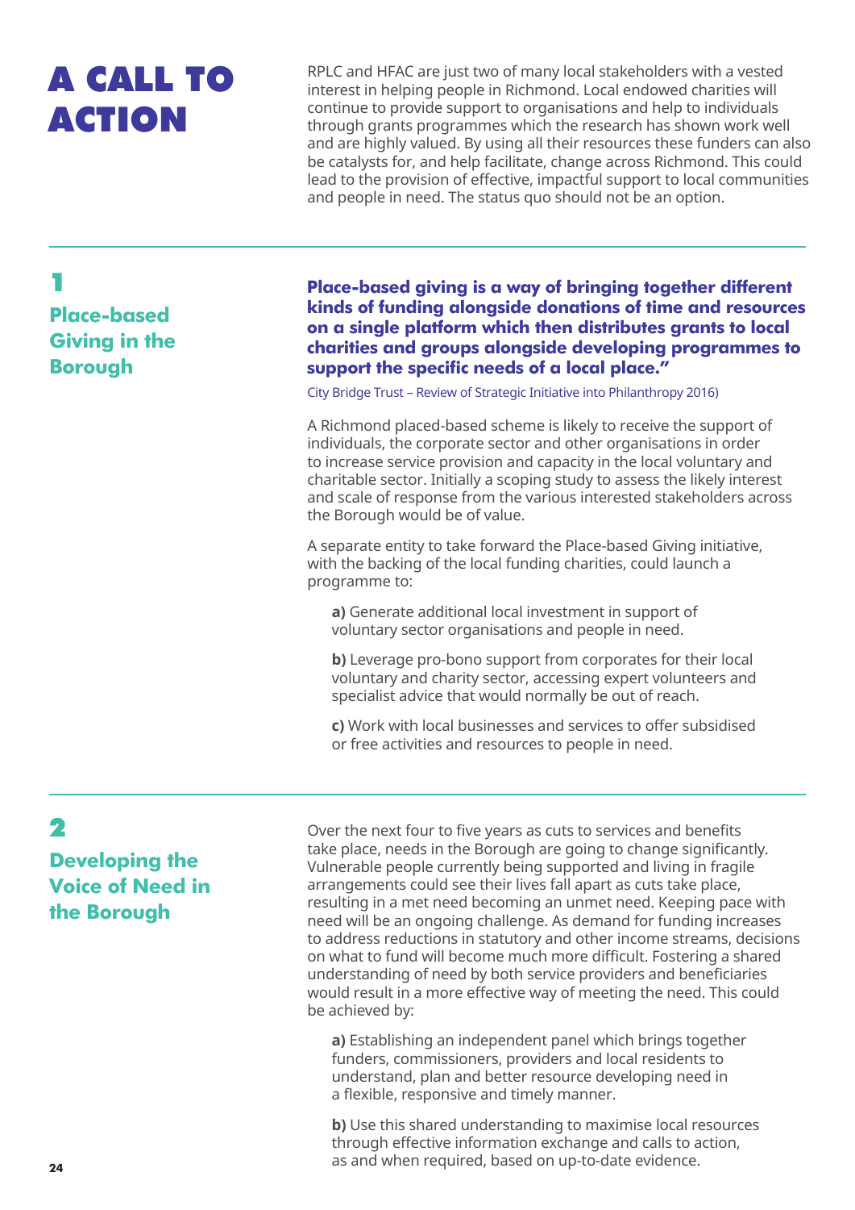# A CALL TO ACTION

RPLC and HFAC are just two of many local stakeholders with a vested interest in helping people in Richmond. Local endowed charities will continue to provide support to organisations and help to individuals through grants programmes which the research has shown work well and are highly valued. By using all their resources these funders can also be catalysts for, and help facilitate, change across Richmond. This could lead to the provision of effective, impactful support to local communities and people in need. The status quo should not be an option.

## 1 Place-based Giving in the Borough

**Place-based giving is a way of bringing together different kinds of funding alongside donations of time and resources on a single platform which then distributes grants to local charities and groups alongside developing programmes to support the specific needs of a local place."**

City Bridge Trust – Review of Strategic Initiative into Philanthropy 2016)

A Richmond placed-based scheme is likely to receive the support of individuals, the corporate sector and other organisations in order to increase service provision and capacity in the local voluntary and charitable sector. Initially a scoping study to assess the likely interest and scale of response from the various interested stakeholders across the Borough would be of value.

A separate entity to take forward the Place-based Giving initiative, with the backing of the local funding charities, could launch a programme to:

**a)** Generate additional local investment in support of voluntary sector organisations and people in need.

**b)** Leverage pro-bono support from corporates for their local voluntary and charity sector, accessing expert volunteers and specialist advice that would normally be out of reach.

**c)** Work with local businesses and services to offer subsidised or free activities and resources to people in need.

## 2 Developing the Voice of Need in the Borough

Over the next four to five years as cuts to services and benefits take place, needs in the Borough are going to change significantly. Vulnerable people currently being supported and living in fragile arrangements could see their lives fall apart as cuts take place, resulting in a met need becoming an unmet need. Keeping pace with need will be an ongoing challenge. As demand for funding increases to address reductions in statutory and other income streams, decisions on what to fund will become much more difficult. Fostering a shared understanding of need by both service providers and beneficiaries would result in a more effective way of meeting the need. This could be achieved by:

**a)** Establishing an independent panel which brings together funders, commissioners, providers and local residents to understand, plan and better resource developing need in a flexible, responsive and timely manner.

**b)** Use this shared understanding to maximise local resources through effective information exchange and calls to action, as and when required, based on up-to-date evidence.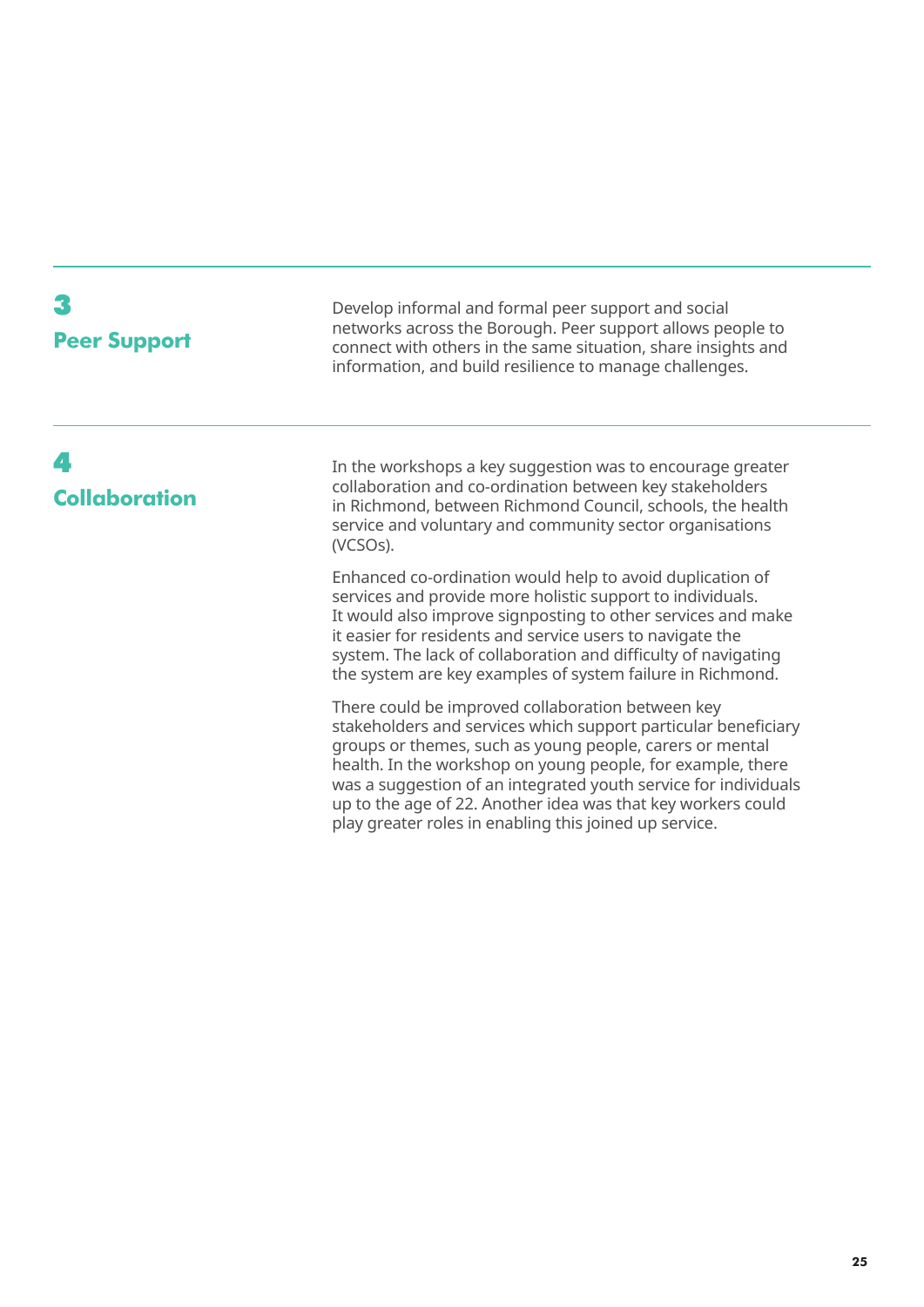## 3 Peer Support

Develop informal and formal peer support and social networks across the Borough. Peer support allows people to connect with others in the same situation, share insights and information, and build resilience to manage challenges.

## 4 Collaboration

In the workshops a key suggestion was to encourage greater collaboration and co-ordination between key stakeholders in Richmond, between Richmond Council, schools, the health service and voluntary and community sector organisations (VCSOs).

Enhanced co-ordination would help to avoid duplication of services and provide more holistic support to individuals. It would also improve signposting to other services and make it easier for residents and service users to navigate the system. The lack of collaboration and difficulty of navigating the system are key examples of system failure in Richmond.

There could be improved collaboration between key stakeholders and services which support particular beneficiary groups or themes, such as young people, carers or mental health. In the workshop on young people, for example, there was a suggestion of an integrated youth service for individuals up to the age of 22. Another idea was that key workers could play greater roles in enabling this joined up service.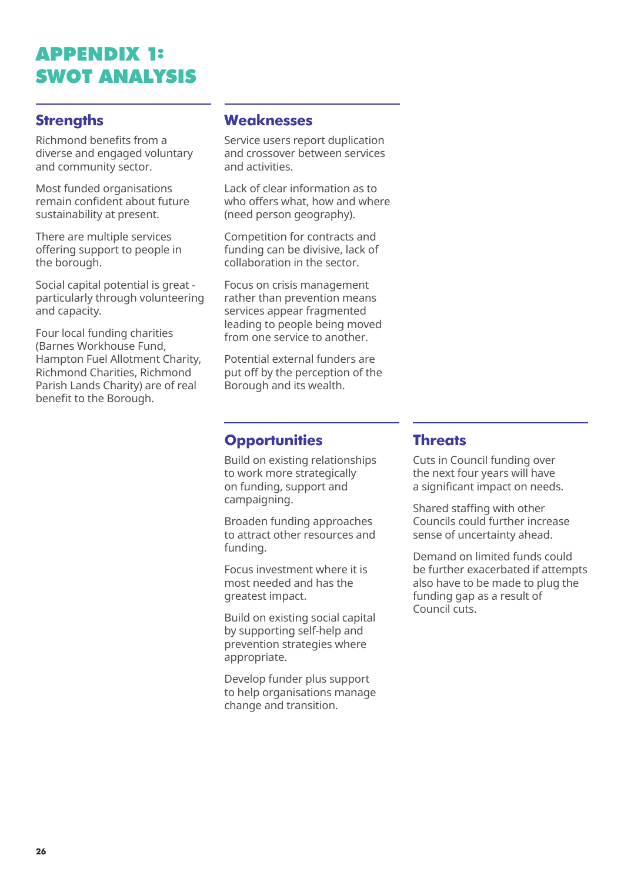# APPENDIX 1: SWOT ANALYSIS

## Strengths

Richmond benefits from a diverse and engaged voluntary and community sector.

Most funded organisations remain confident about future sustainability at present.

There are multiple services offering support to people in the borough.

Social capital potential is great - particularly through volunteering and capacity.

Four local funding charities (Barnes Workhouse Fund, Hampton Fuel Allotment Charity, Richmond Charities, Richmond Parish Lands Charity) are of real benefit to the Borough.

## Weaknesses

Service users report duplication and crossover between services and activities.

Lack of clear information as to who offers what, how and where (need person geography).

Competition for contracts and funding can be divisive, lack of collaboration in the sector.

Focus on crisis management rather than prevention means services appear fragmented leading to people being moved from one service to another.

Potential external funders are put off by the perception of the Borough and its wealth.

## Opportunities

Build on existing relationships to work more strategically on funding, support and campaigning.

Broaden funding approaches to attract other resources and funding.

Focus investment where it is most needed and has the greatest impact.

Build on existing social capital by supporting self-help and prevention strategies where appropriate.

Develop funder plus support to help organisations manage change and transition.

## Threats

Cuts in Council funding over the next four years will have a significant impact on needs.

Shared staffing with other Councils could further increase sense of uncertainty ahead.

Demand on limited funds could be further exacerbated if attempts also have to be made to plug the funding gap as a result of Council cuts.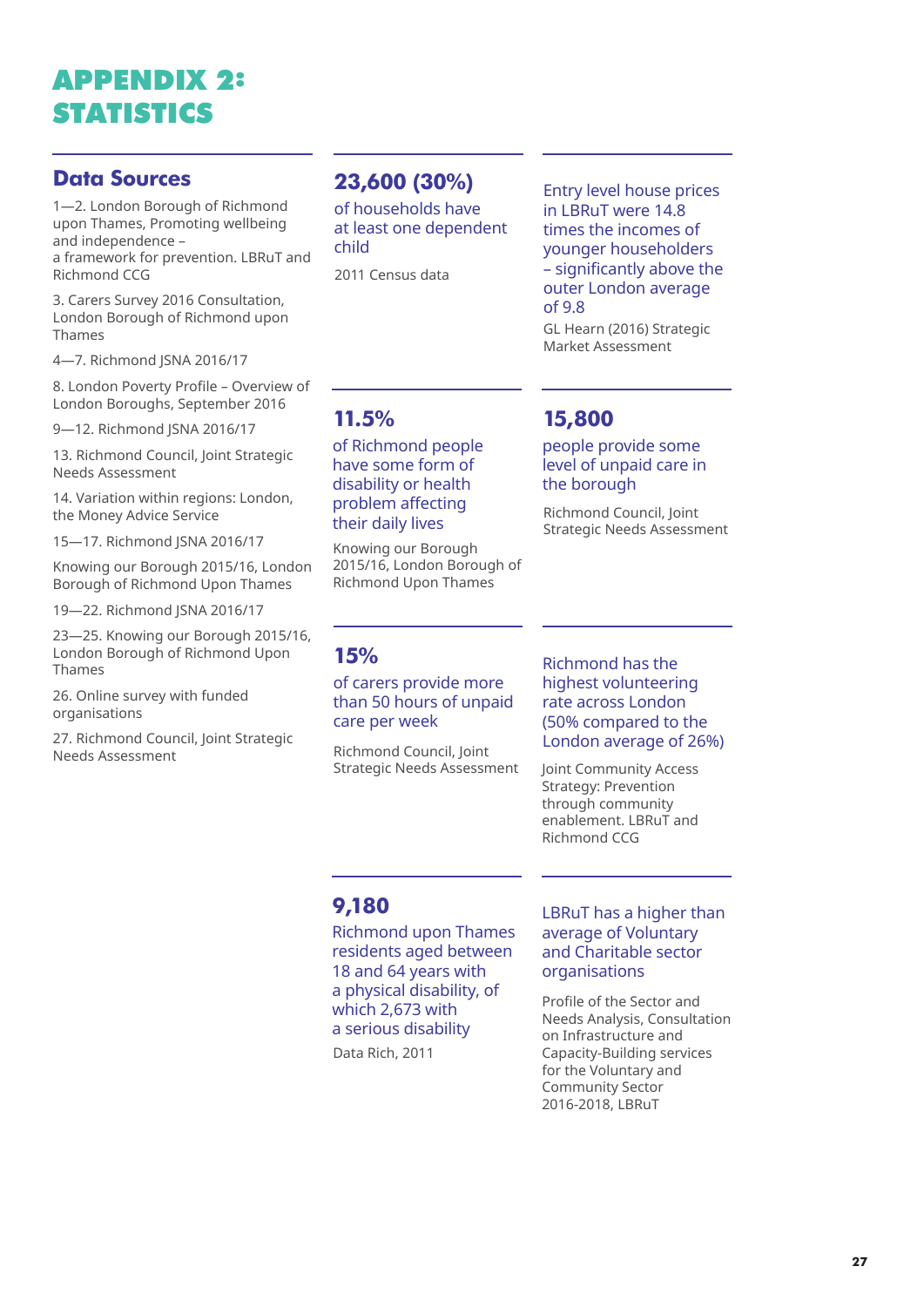# APPENDIX 2: STATISTICS

## Data Sources

1—2. London Borough of Richmond upon Thames, Promoting wellbeing and independence – a framework for prevention. LBRuT and Richmond CCG

3. Carers Survey 2016 Consultation, London Borough of Richmond upon Thames

4—7. Richmond JSNA 2016/17

8. London Poverty Profile – Overview of London Boroughs, September 2016

9—12. Richmond JSNA 2016/17

13. Richmond Council, Joint Strategic Needs Assessment

14. Variation within regions: London, the Money Advice Service

15—17. Richmond JSNA 2016/17

Knowing our Borough 2015/16, London Borough of Richmond Upon Thames

19—22. Richmond JSNA 2016/17

23—25. Knowing our Borough 2015/16, London Borough of Richmond Upon Thames

26. Online survey with funded organisations

27. Richmond Council, Joint Strategic Needs Assessment

### 23,600 (30%)

of households have at least one dependent child

2011 Census data

---

Entry level house prices in LBRuT were 14.8 times the incomes of younger householders – significantly above the outer London average of 9.8

GL Hearn (2016) Strategic Market Assessment

### 11.5%

of Richmond people have some form of disability or health problem affecting their daily lives

Knowing our Borough 2015/16, London Borough of Richmond Upon Thames

### 15,800

people provide some level of unpaid care in the borough

Richmond Council, Joint Strategic Needs Assessment

### 15%

of carers provide more than 50 hours of unpaid care per week

Richmond Council, Joint Strategic Needs Assessment

---

Richmond has the highest volunteering rate across London (50% compared to the London average of 26%)

Joint Community Access Strategy: Prevention through community enablement. LBRuT and Richmond CCG

### 9,180

Richmond upon Thames residents aged between 18 and 64 years with a physical disability, of which 2,673 with a serious disability

Data Rich, 2011

---

LBRuT has a higher than average of Voluntary and Charitable sector organisations

Profile of the Sector and Needs Analysis, Consultation on Infrastructure and Capacity-Building services for the Voluntary and Community Sector 2016-2018, LBRuT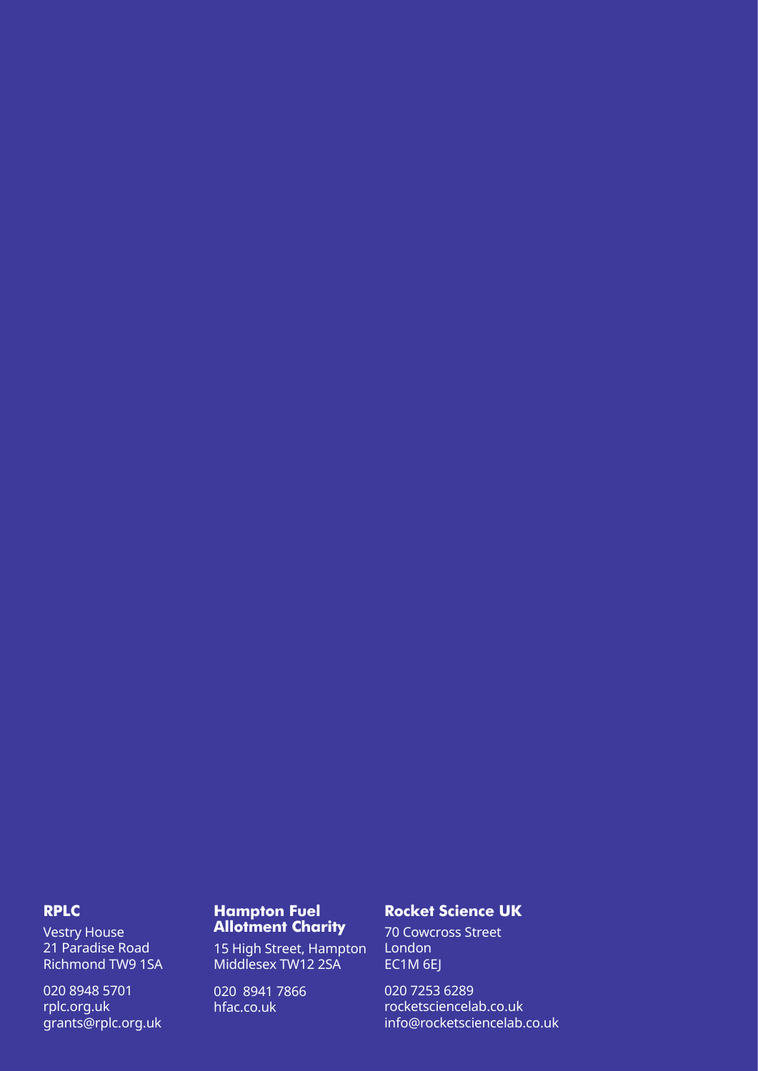**RPLC**

Vestry House
21 Paradise Road
Richmond TW9 1SA

020 8948 5701
rplc.org.uk
grants@rplc.org.uk

**Hampton Fuel Allotment Charity**

15 High Street, Hampton
Middlesex TW12 2SA

020 8941 7866
hfac.co.uk

**Rocket Science UK**

70 Cowcross Street
London
EC1M 6EJ

020 7253 6289
rocketsciencelab.co.uk
info@rocketsciencelab.co.uk